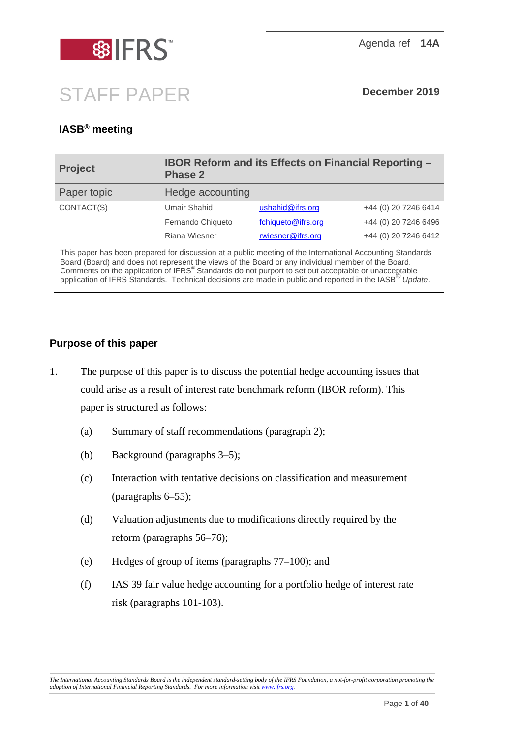Agenda ref **14A**

# STAFF PAPER

**December 2019**

## IASB® meeting

| **Project** | **IBOR Reform and its Effects on Financial Reporting – Phase 2** | | |
|---|---|---|---|
| Paper topic | Hedge accounting | | |
| CONTACT(S) | Umair Shahid | ushahid@ifrs.org | +44 (0) 20 7246 6414 |
| | Fernando Chiqueto | fchiqueto@ifrs.org | +44 (0) 20 7246 6496 |
| | Riana Wiesner | rwiesner@ifrs.org | +44 (0) 20 7246 6412 |

This paper has been prepared for discussion at a public meeting of the International Accounting Standards Board (Board) and does not represent the views of the Board or any individual member of the Board. Comments on the application of IFRS® Standards do not purport to set out acceptable or unacceptable application of IFRS Standards. Technical decisions are made in public and reported in the IASB® *Update*.

## Purpose of this paper

1. The purpose of this paper is to discuss the potential hedge accounting issues that could arise as a result of interest rate benchmark reform (IBOR reform). This paper is structured as follows:

    (a) Summary of staff recommendations (paragraph 2);

    (b) Background (paragraphs 3–5);

    (c) Interaction with tentative decisions on classification and measurement (paragraphs 6–55);

    (d) Valuation adjustments due to modifications directly required by the reform (paragraphs 56–76);

    (e) Hedges of group of items (paragraphs 77–100); and

    (f) IAS 39 fair value hedge accounting for a portfolio hedge of interest rate risk (paragraphs 101-103).

*The International Accounting Standards Board is the independent standard-setting body of the IFRS Foundation, a not-for-profit corporation promoting the adoption of International Financial Reporting Standards. For more information visit www.ifrs.org.*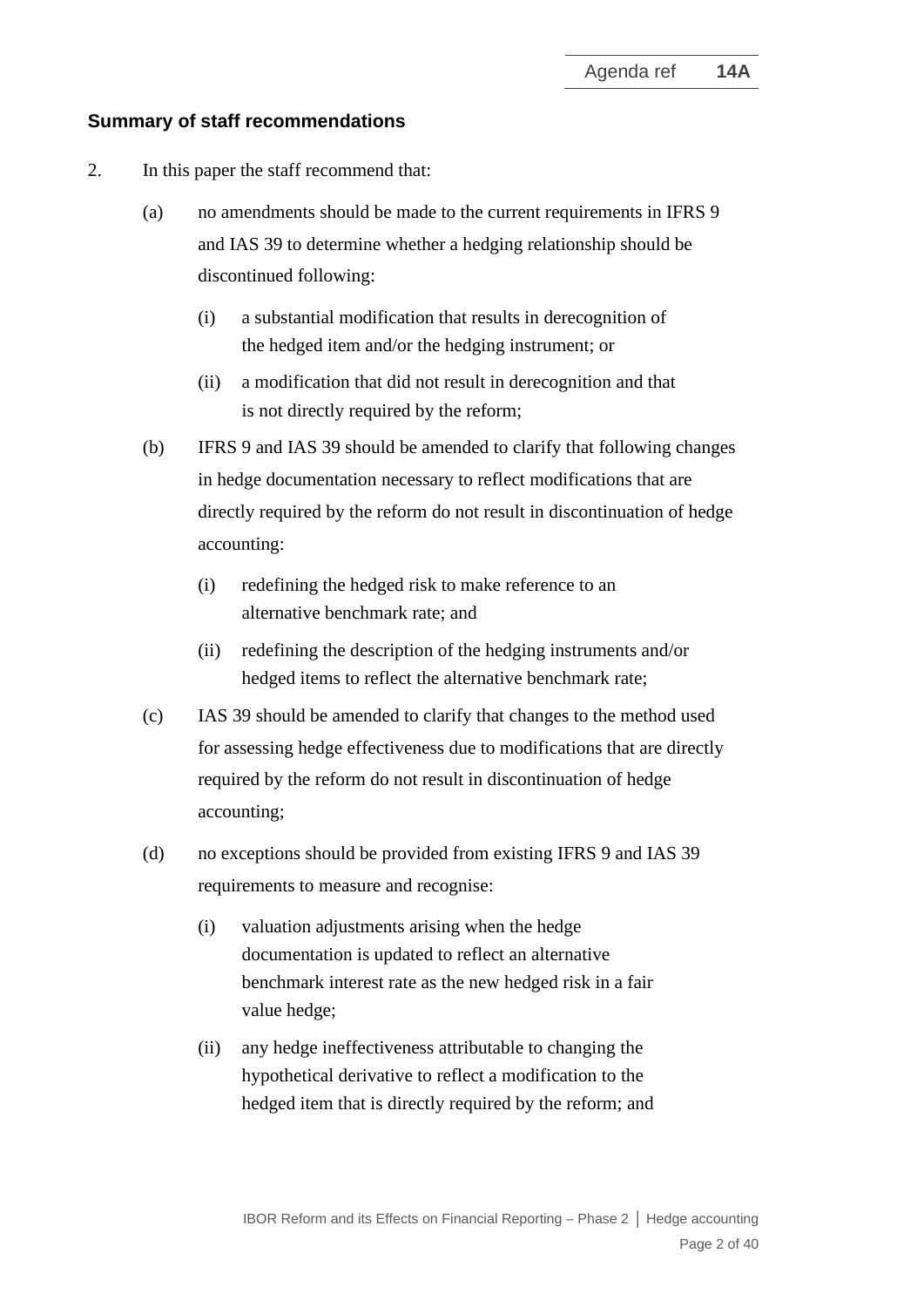## Summary of staff recommendations

2. In this paper the staff recommend that:

   (a) no amendments should be made to the current requirements in IFRS 9 and IAS 39 to determine whether a hedging relationship should be discontinued following:

      (i) a substantial modification that results in derecognition of the hedged item and/or the hedging instrument; or

      (ii) a modification that did not result in derecognition and that is not directly required by the reform;

   (b) IFRS 9 and IAS 39 should be amended to clarify that following changes in hedge documentation necessary to reflect modifications that are directly required by the reform do not result in discontinuation of hedge accounting:

      (i) redefining the hedged risk to make reference to an alternative benchmark rate; and

      (ii) redefining the description of the hedging instruments and/or hedged items to reflect the alternative benchmark rate;

   (c) IAS 39 should be amended to clarify that changes to the method used for assessing hedge effectiveness due to modifications that are directly required by the reform do not result in discontinuation of hedge accounting;

   (d) no exceptions should be provided from existing IFRS 9 and IAS 39 requirements to measure and recognise:

      (i) valuation adjustments arising when the hedge documentation is updated to reflect an alternative benchmark interest rate as the new hedged risk in a fair value hedge;

      (ii) any hedge ineffectiveness attributable to changing the hypothetical derivative to reflect a modification to the hedged item that is directly required by the reform; and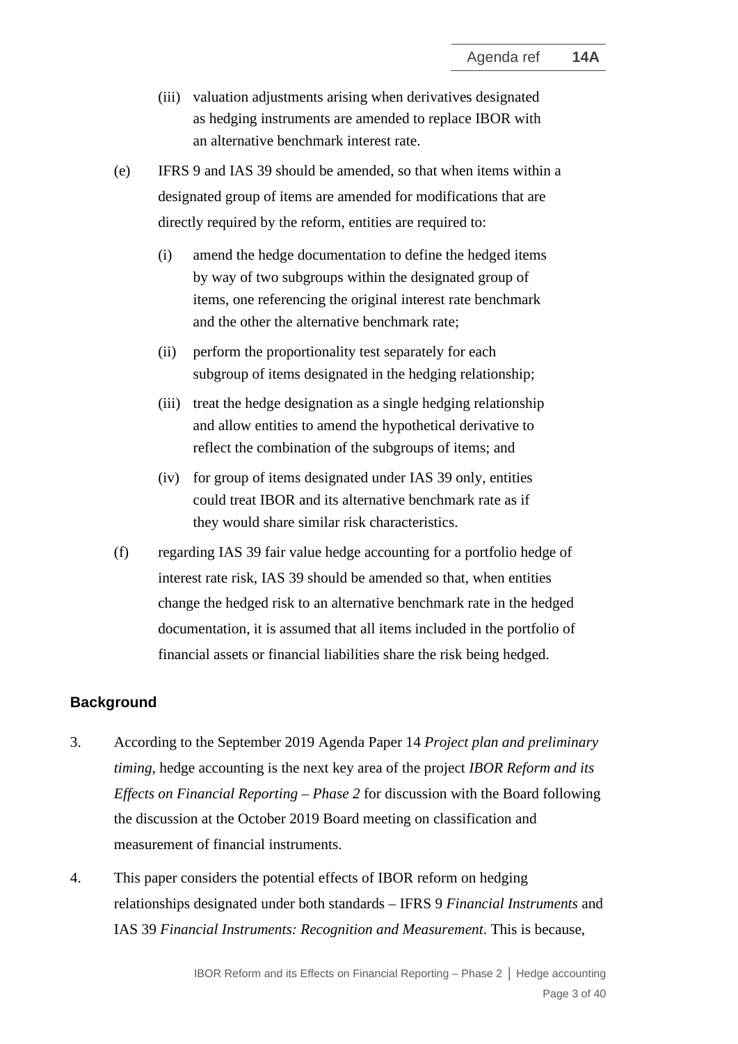(iii) valuation adjustments arising when derivatives designated as hedging instruments are amended to replace IBOR with an alternative benchmark interest rate.

(e) IFRS 9 and IAS 39 should be amended, so that when items within a designated group of items are amended for modifications that are directly required by the reform, entities are required to:

(i) amend the hedge documentation to define the hedged items by way of two subgroups within the designated group of items, one referencing the original interest rate benchmark and the other the alternative benchmark rate;

(ii) perform the proportionality test separately for each subgroup of items designated in the hedging relationship;

(iii) treat the hedge designation as a single hedging relationship and allow entities to amend the hypothetical derivative to reflect the combination of the subgroups of items; and

(iv) for group of items designated under IAS 39 only, entities could treat IBOR and its alternative benchmark rate as if they would share similar risk characteristics.

(f) regarding IAS 39 fair value hedge accounting for a portfolio hedge of interest rate risk, IAS 39 should be amended so that, when entities change the hedged risk to an alternative benchmark rate in the hedged documentation, it is assumed that all items included in the portfolio of financial assets or financial liabilities share the risk being hedged.

## Background

3. According to the September 2019 Agenda Paper 14 *Project plan and preliminary timing*, hedge accounting is the next key area of the project *IBOR Reform and its Effects on Financial Reporting – Phase 2* for discussion with the Board following the discussion at the October 2019 Board meeting on classification and measurement of financial instruments.

4. This paper considers the potential effects of IBOR reform on hedging relationships designated under both standards – IFRS 9 *Financial Instruments* and IAS 39 *Financial Instruments: Recognition and Measurement*. This is because,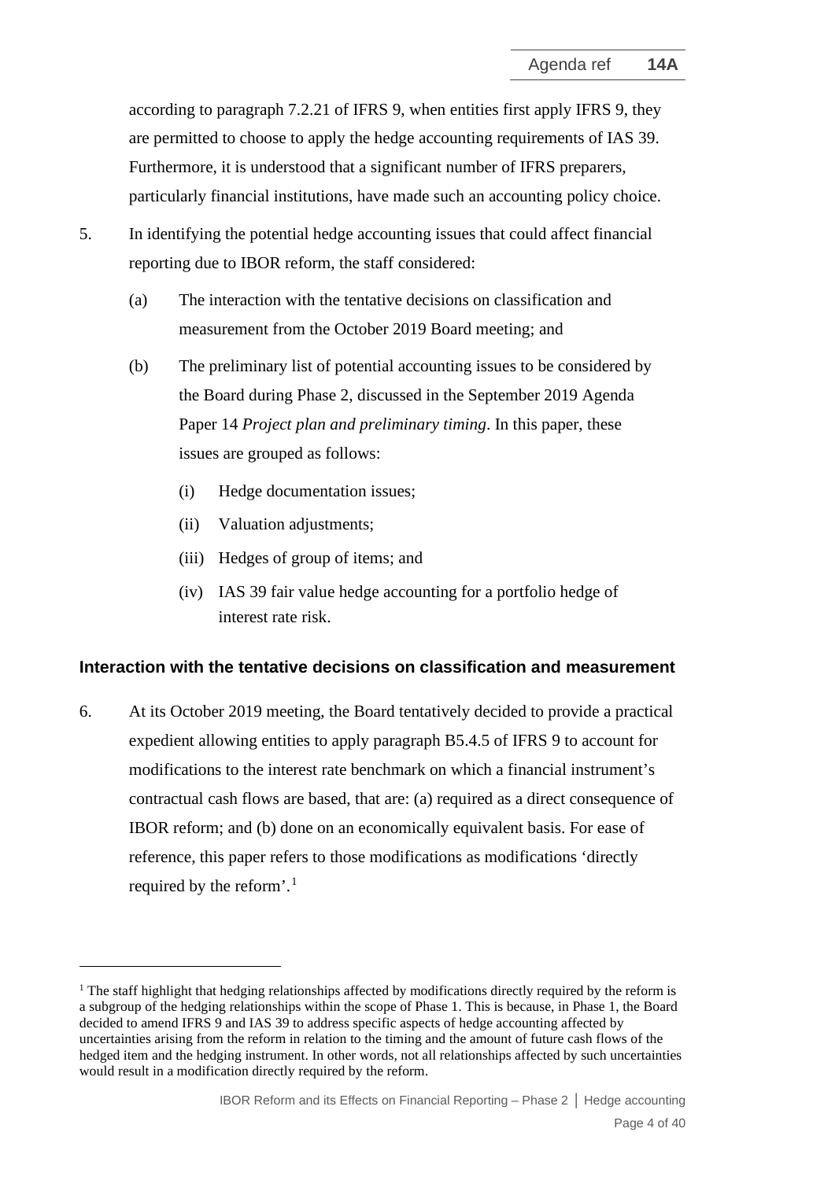according to paragraph 7.2.21 of IFRS 9, when entities first apply IFRS 9, they are permitted to choose to apply the hedge accounting requirements of IAS 39. Furthermore, it is understood that a significant number of IFRS preparers, particularly financial institutions, have made such an accounting policy choice.

5. In identifying the potential hedge accounting issues that could affect financial reporting due to IBOR reform, the staff considered:

   (a) The interaction with the tentative decisions on classification and measurement from the October 2019 Board meeting; and

   (b) The preliminary list of potential accounting issues to be considered by the Board during Phase 2, discussed in the September 2019 Agenda Paper 14 *Project plan and preliminary timing*. In this paper, these issues are grouped as follows:

      (i) Hedge documentation issues;

      (ii) Valuation adjustments;

      (iii) Hedges of group of items; and

      (iv) IAS 39 fair value hedge accounting for a portfolio hedge of interest rate risk.

### Interaction with the tentative decisions on classification and measurement

6. At its October 2019 meeting, the Board tentatively decided to provide a practical expedient allowing entities to apply paragraph B5.4.5 of IFRS 9 to account for modifications to the interest rate benchmark on which a financial instrument's contractual cash flows are based, that are: (a) required as a direct consequence of IBOR reform; and (b) done on an economically equivalent basis. For ease of reference, this paper refers to those modifications as modifications 'directly required by the reform'.[1]

[1] The staff highlight that hedging relationships affected by modifications directly required by the reform is a subgroup of the hedging relationships within the scope of Phase 1. This is because, in Phase 1, the Board decided to amend IFRS 9 and IAS 39 to address specific aspects of hedge accounting affected by uncertainties arising from the reform in relation to the timing and the amount of future cash flows of the hedged item and the hedging instrument. In other words, not all relationships affected by such uncertainties would result in a modification directly required by the reform.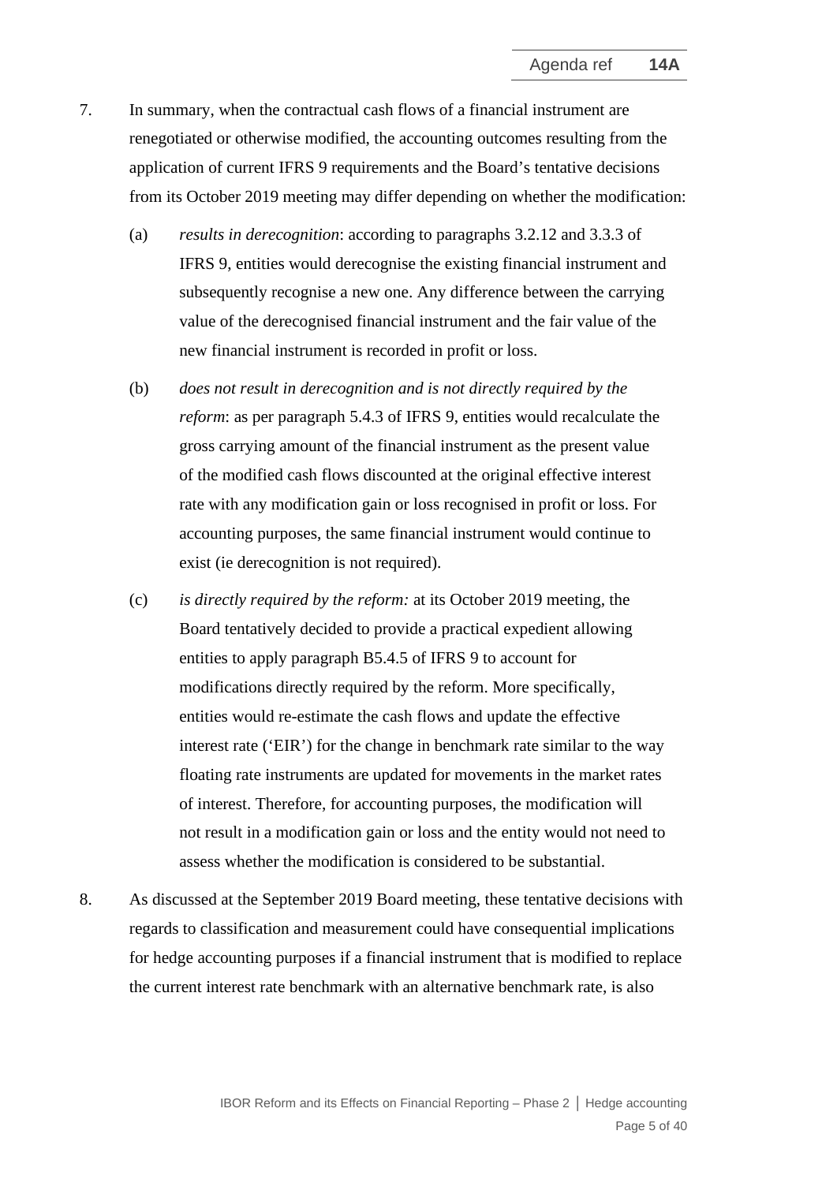7. In summary, when the contractual cash flows of a financial instrument are renegotiated or otherwise modified, the accounting outcomes resulting from the application of current IFRS 9 requirements and the Board's tentative decisions from its October 2019 meeting may differ depending on whether the modification:

   (a) *results in derecognition*: according to paragraphs 3.2.12 and 3.3.3 of IFRS 9, entities would derecognise the existing financial instrument and subsequently recognise a new one. Any difference between the carrying value of the derecognised financial instrument and the fair value of the new financial instrument is recorded in profit or loss.

   (b) *does not result in derecognition and is not directly required by the reform*: as per paragraph 5.4.3 of IFRS 9, entities would recalculate the gross carrying amount of the financial instrument as the present value of the modified cash flows discounted at the original effective interest rate with any modification gain or loss recognised in profit or loss. For accounting purposes, the same financial instrument would continue to exist (ie derecognition is not required).

   (c) *is directly required by the reform:* at its October 2019 meeting, the Board tentatively decided to provide a practical expedient allowing entities to apply paragraph B5.4.5 of IFRS 9 to account for modifications directly required by the reform. More specifically, entities would re-estimate the cash flows and update the effective interest rate ('EIR') for the change in benchmark rate similar to the way floating rate instruments are updated for movements in the market rates of interest. Therefore, for accounting purposes, the modification will not result in a modification gain or loss and the entity would not need to assess whether the modification is considered to be substantial.

8. As discussed at the September 2019 Board meeting, these tentative decisions with regards to classification and measurement could have consequential implications for hedge accounting purposes if a financial instrument that is modified to replace the current interest rate benchmark with an alternative benchmark rate, is also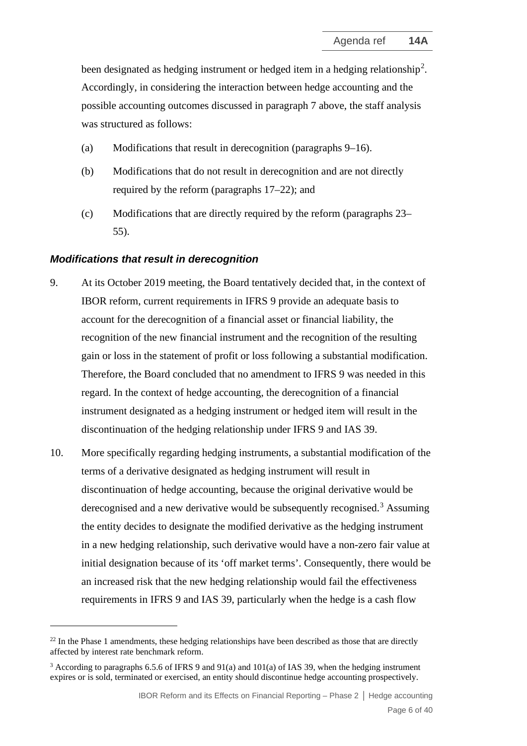been designated as hedging instrument or hedged item in a hedging relationship[2]. Accordingly, in considering the interaction between hedge accounting and the possible accounting outcomes discussed in paragraph 7 above, the staff analysis was structured as follows:

(a) Modifications that result in derecognition (paragraphs 9–16).

(b) Modifications that do not result in derecognition and are not directly required by the reform (paragraphs 17–22); and

(c) Modifications that are directly required by the reform (paragraphs 23–55).

### *Modifications that result in derecognition*

9. At its October 2019 meeting, the Board tentatively decided that, in the context of IBOR reform, current requirements in IFRS 9 provide an adequate basis to account for the derecognition of a financial asset or financial liability, the recognition of the new financial instrument and the recognition of the resulting gain or loss in the statement of profit or loss following a substantial modification. Therefore, the Board concluded that no amendment to IFRS 9 was needed in this regard. In the context of hedge accounting, the derecognition of a financial instrument designated as a hedging instrument or hedged item will result in the discontinuation of the hedging relationship under IFRS 9 and IAS 39.

10. More specifically regarding hedging instruments, a substantial modification of the terms of a derivative designated as hedging instrument will result in discontinuation of hedge accounting, because the original derivative would be derecognised and a new derivative would be subsequently recognised.[3] Assuming the entity decides to designate the modified derivative as the hedging instrument in a new hedging relationship, such derivative would have a non-zero fair value at initial designation because of its 'off market terms'. Consequently, there would be an increased risk that the new hedging relationship would fail the effectiveness requirements in IFRS 9 and IAS 39, particularly when the hedge is a cash flow

---

[2] In the Phase 1 amendments, these hedging relationships have been described as those that are directly affected by interest rate benchmark reform.

[3] According to paragraphs 6.5.6 of IFRS 9 and 91(a) and 101(a) of IAS 39, when the hedging instrument expires or is sold, terminated or exercised, an entity should discontinue hedge accounting prospectively.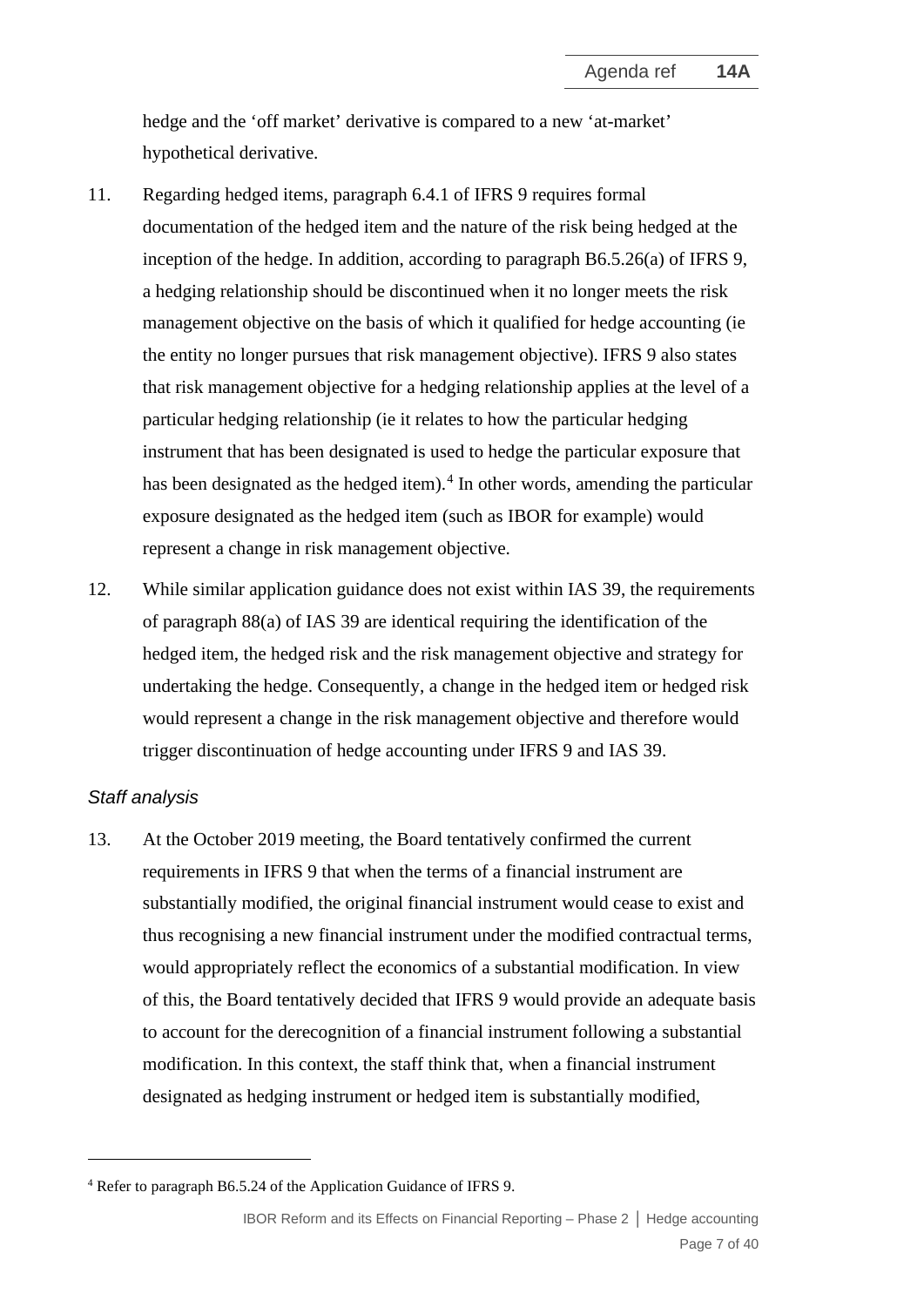hedge and the 'off market' derivative is compared to a new 'at-market' hypothetical derivative.

11. Regarding hedged items, paragraph 6.4.1 of IFRS 9 requires formal documentation of the hedged item and the nature of the risk being hedged at the inception of the hedge. In addition, according to paragraph B6.5.26(a) of IFRS 9, a hedging relationship should be discontinued when it no longer meets the risk management objective on the basis of which it qualified for hedge accounting (ie the entity no longer pursues that risk management objective). IFRS 9 also states that risk management objective for a hedging relationship applies at the level of a particular hedging relationship (ie it relates to how the particular hedging instrument that has been designated is used to hedge the particular exposure that has been designated as the hedged item).[4] In other words, amending the particular exposure designated as the hedged item (such as IBOR for example) would represent a change in risk management objective.

12. While similar application guidance does not exist within IAS 39, the requirements of paragraph 88(a) of IAS 39 are identical requiring the identification of the hedged item, the hedged risk and the risk management objective and strategy for undertaking the hedge. Consequently, a change in the hedged item or hedged risk would represent a change in the risk management objective and therefore would trigger discontinuation of hedge accounting under IFRS 9 and IAS 39.

*Staff analysis*

13. At the October 2019 meeting, the Board tentatively confirmed the current requirements in IFRS 9 that when the terms of a financial instrument are substantially modified, the original financial instrument would cease to exist and thus recognising a new financial instrument under the modified contractual terms, would appropriately reflect the economics of a substantial modification. In view of this, the Board tentatively decided that IFRS 9 would provide an adequate basis to account for the derecognition of a financial instrument following a substantial modification. In this context, the staff think that, when a financial instrument designated as hedging instrument or hedged item is substantially modified,

[4] Refer to paragraph B6.5.24 of the Application Guidance of IFRS 9.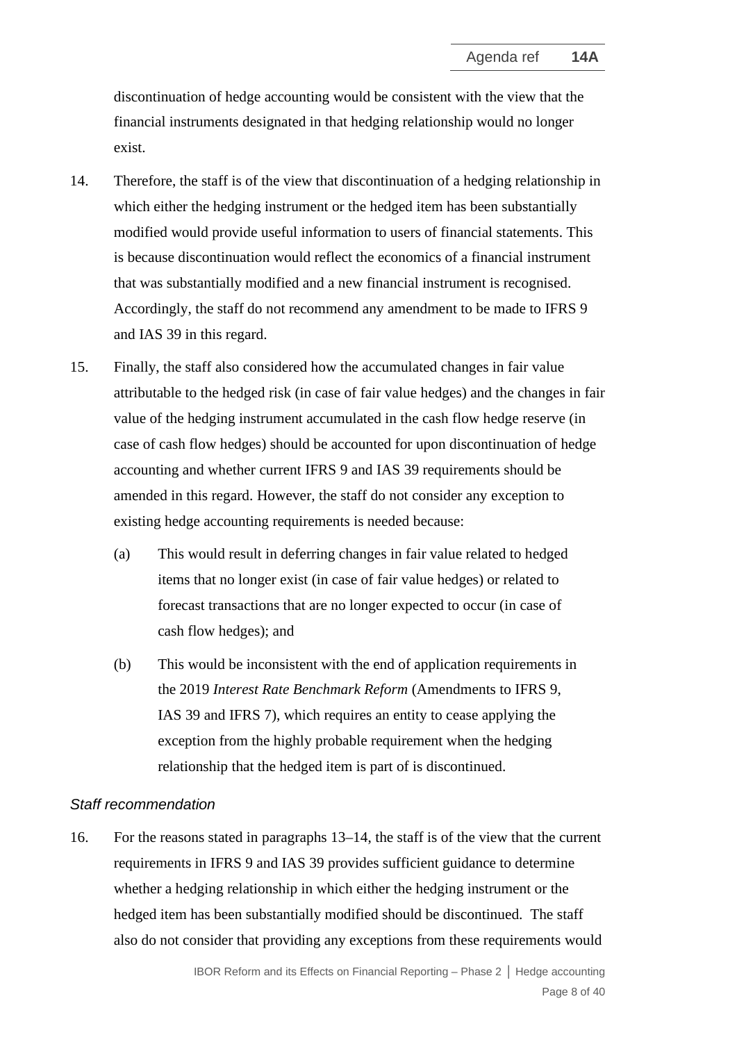discontinuation of hedge accounting would be consistent with the view that the financial instruments designated in that hedging relationship would no longer exist.

14. Therefore, the staff is of the view that discontinuation of a hedging relationship in which either the hedging instrument or the hedged item has been substantially modified would provide useful information to users of financial statements. This is because discontinuation would reflect the economics of a financial instrument that was substantially modified and a new financial instrument is recognised. Accordingly, the staff do not recommend any amendment to be made to IFRS 9 and IAS 39 in this regard.

15. Finally, the staff also considered how the accumulated changes in fair value attributable to the hedged risk (in case of fair value hedges) and the changes in fair value of the hedging instrument accumulated in the cash flow hedge reserve (in case of cash flow hedges) should be accounted for upon discontinuation of hedge accounting and whether current IFRS 9 and IAS 39 requirements should be amended in this regard. However, the staff do not consider any exception to existing hedge accounting requirements is needed because:

    (a) This would result in deferring changes in fair value related to hedged items that no longer exist (in case of fair value hedges) or related to forecast transactions that are no longer expected to occur (in case of cash flow hedges); and

    (b) This would be inconsistent with the end of application requirements in the 2019 *Interest Rate Benchmark Reform* (Amendments to IFRS 9, IAS 39 and IFRS 7), which requires an entity to cease applying the exception from the highly probable requirement when the hedging relationship that the hedged item is part of is discontinued.

### *Staff recommendation*

16. For the reasons stated in paragraphs 13–14, the staff is of the view that the current requirements in IFRS 9 and IAS 39 provides sufficient guidance to determine whether a hedging relationship in which either the hedging instrument or the hedged item has been substantially modified should be discontinued. The staff also do not consider that providing any exceptions from these requirements would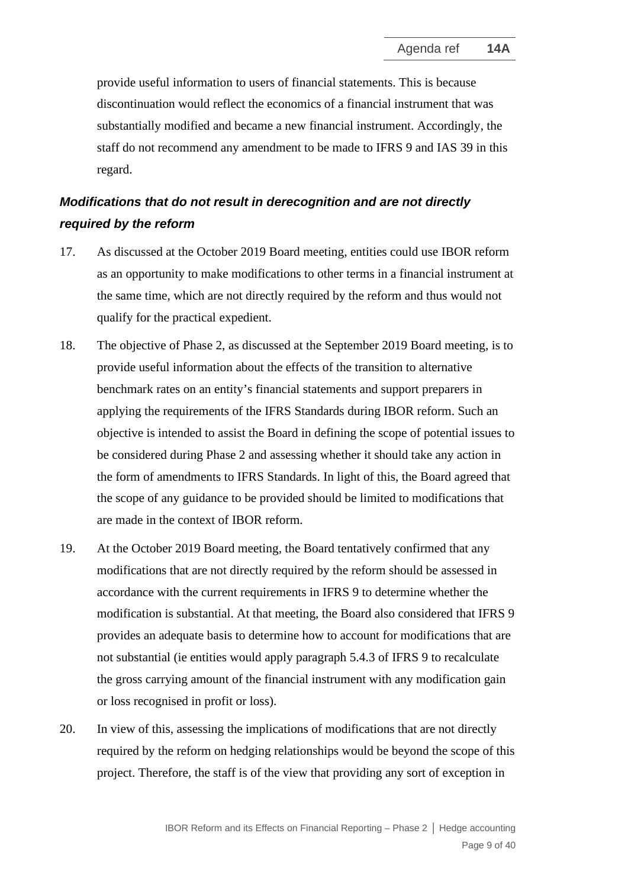provide useful information to users of financial statements. This is because discontinuation would reflect the economics of a financial instrument that was substantially modified and became a new financial instrument. Accordingly, the staff do not recommend any amendment to be made to IFRS 9 and IAS 39 in this regard.

### *Modifications that do not result in derecognition and are not directly required by the reform*

17. As discussed at the October 2019 Board meeting, entities could use IBOR reform as an opportunity to make modifications to other terms in a financial instrument at the same time, which are not directly required by the reform and thus would not qualify for the practical expedient.

18. The objective of Phase 2, as discussed at the September 2019 Board meeting, is to provide useful information about the effects of the transition to alternative benchmark rates on an entity's financial statements and support preparers in applying the requirements of the IFRS Standards during IBOR reform. Such an objective is intended to assist the Board in defining the scope of potential issues to be considered during Phase 2 and assessing whether it should take any action in the form of amendments to IFRS Standards. In light of this, the Board agreed that the scope of any guidance to be provided should be limited to modifications that are made in the context of IBOR reform.

19. At the October 2019 Board meeting, the Board tentatively confirmed that any modifications that are not directly required by the reform should be assessed in accordance with the current requirements in IFRS 9 to determine whether the modification is substantial. At that meeting, the Board also considered that IFRS 9 provides an adequate basis to determine how to account for modifications that are not substantial (ie entities would apply paragraph 5.4.3 of IFRS 9 to recalculate the gross carrying amount of the financial instrument with any modification gain or loss recognised in profit or loss).

20. In view of this, assessing the implications of modifications that are not directly required by the reform on hedging relationships would be beyond the scope of this project. Therefore, the staff is of the view that providing any sort of exception in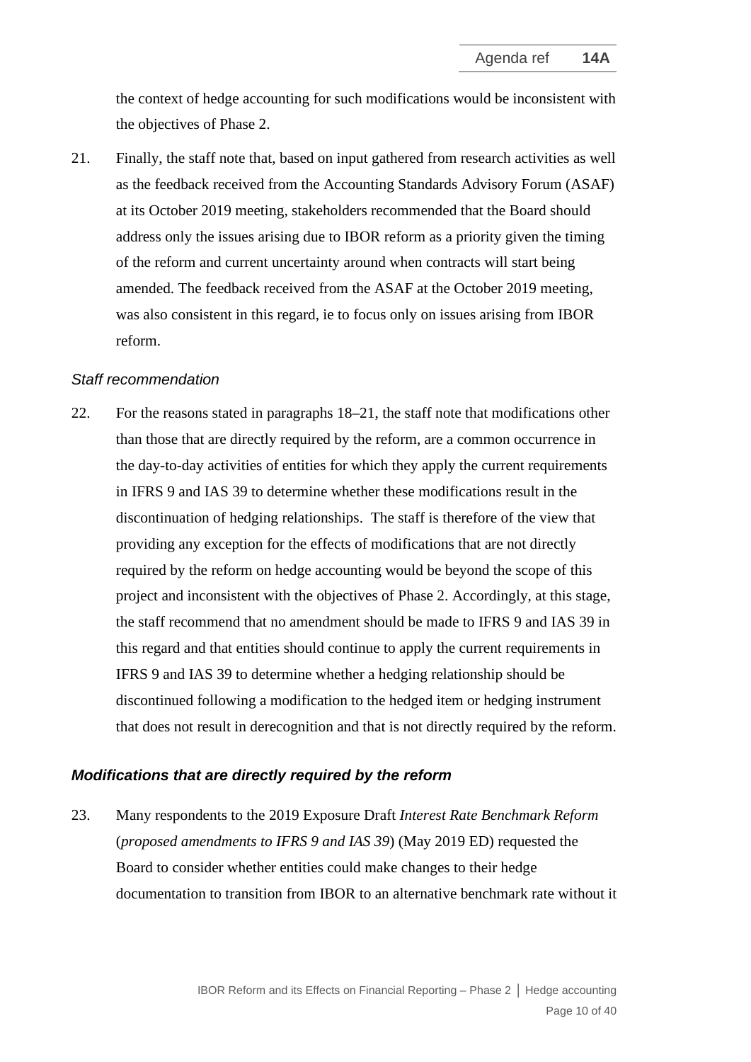the context of hedge accounting for such modifications would be inconsistent with the objectives of Phase 2.

21. Finally, the staff note that, based on input gathered from research activities as well as the feedback received from the Accounting Standards Advisory Forum (ASAF) at its October 2019 meeting, stakeholders recommended that the Board should address only the issues arising due to IBOR reform as a priority given the timing of the reform and current uncertainty around when contracts will start being amended. The feedback received from the ASAF at the October 2019 meeting, was also consistent in this regard, ie to focus only on issues arising from IBOR reform.

*Staff recommendation*

22. For the reasons stated in paragraphs 18–21, the staff note that modifications other than those that are directly required by the reform, are a common occurrence in the day-to-day activities of entities for which they apply the current requirements in IFRS 9 and IAS 39 to determine whether these modifications result in the discontinuation of hedging relationships. The staff is therefore of the view that providing any exception for the effects of modifications that are not directly required by the reform on hedge accounting would be beyond the scope of this project and inconsistent with the objectives of Phase 2. Accordingly, at this stage, the staff recommend that no amendment should be made to IFRS 9 and IAS 39 in this regard and that entities should continue to apply the current requirements in IFRS 9 and IAS 39 to determine whether a hedging relationship should be discontinued following a modification to the hedged item or hedging instrument that does not result in derecognition and that is not directly required by the reform.

### *Modifications that are directly required by the reform*

23. Many respondents to the 2019 Exposure Draft *Interest Rate Benchmark Reform* (*proposed amendments to IFRS 9 and IAS 39*) (May 2019 ED) requested the Board to consider whether entities could make changes to their hedge documentation to transition from IBOR to an alternative benchmark rate without it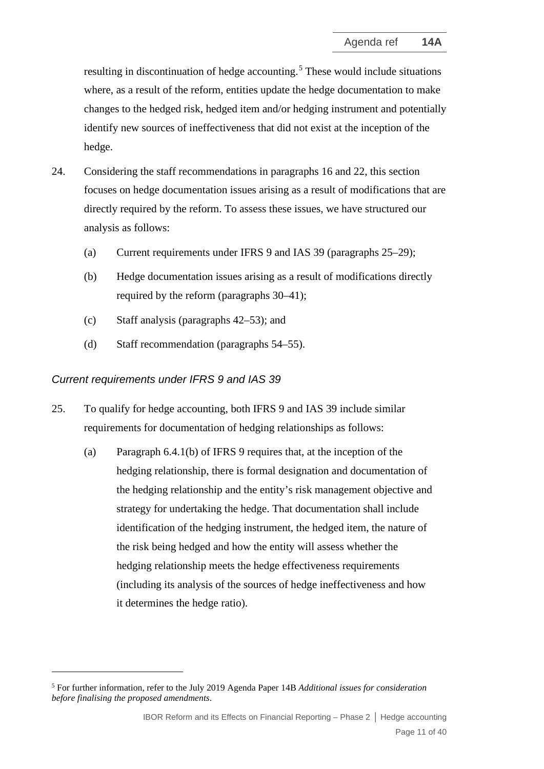resulting in discontinuation of hedge accounting.[5] These would include situations where, as a result of the reform, entities update the hedge documentation to make changes to the hedged risk, hedged item and/or hedging instrument and potentially identify new sources of ineffectiveness that did not exist at the inception of the hedge.

24. Considering the staff recommendations in paragraphs 16 and 22, this section focuses on hedge documentation issues arising as a result of modifications that are directly required by the reform. To assess these issues, we have structured our analysis as follows:

    (a) Current requirements under IFRS 9 and IAS 39 (paragraphs 25–29);

    (b) Hedge documentation issues arising as a result of modifications directly required by the reform (paragraphs 30–41);

    (c) Staff analysis (paragraphs 42–53); and

    (d) Staff recommendation (paragraphs 54–55).

### *Current requirements under IFRS 9 and IAS 39*

25. To qualify for hedge accounting, both IFRS 9 and IAS 39 include similar requirements for documentation of hedging relationships as follows:

    (a) Paragraph 6.4.1(b) of IFRS 9 requires that, at the inception of the hedging relationship, there is formal designation and documentation of the hedging relationship and the entity's risk management objective and strategy for undertaking the hedge. That documentation shall include identification of the hedging instrument, the hedged item, the nature of the risk being hedged and how the entity will assess whether the hedging relationship meets the hedge effectiveness requirements (including its analysis of the sources of hedge ineffectiveness and how it determines the hedge ratio).

---

[5] For further information, refer to the July 2019 Agenda Paper 14B *Additional issues for consideration before finalising the proposed amendments*.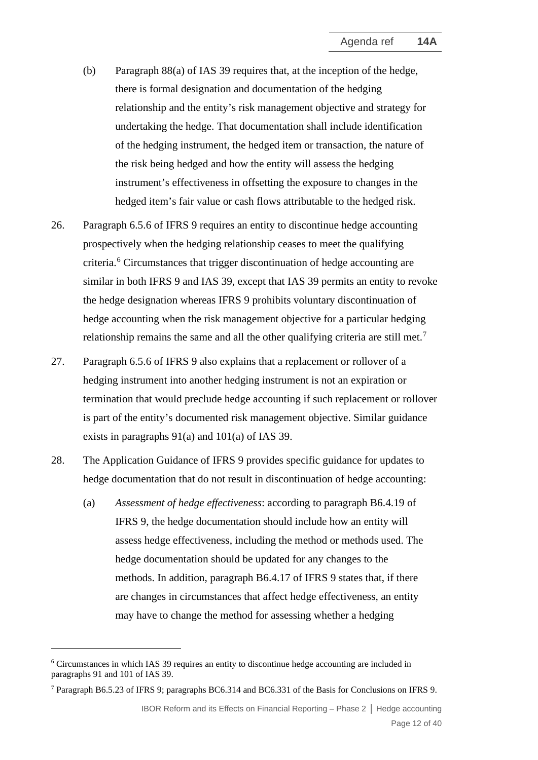(b) Paragraph 88(a) of IAS 39 requires that, at the inception of the hedge, there is formal designation and documentation of the hedging relationship and the entity's risk management objective and strategy for undertaking the hedge. That documentation shall include identification of the hedging instrument, the hedged item or transaction, the nature of the risk being hedged and how the entity will assess the hedging instrument's effectiveness in offsetting the exposure to changes in the hedged item's fair value or cash flows attributable to the hedged risk.

26. Paragraph 6.5.6 of IFRS 9 requires an entity to discontinue hedge accounting prospectively when the hedging relationship ceases to meet the qualifying criteria.[6] Circumstances that trigger discontinuation of hedge accounting are similar in both IFRS 9 and IAS 39, except that IAS 39 permits an entity to revoke the hedge designation whereas IFRS 9 prohibits voluntary discontinuation of hedge accounting when the risk management objective for a particular hedging relationship remains the same and all the other qualifying criteria are still met.[7]

27. Paragraph 6.5.6 of IFRS 9 also explains that a replacement or rollover of a hedging instrument into another hedging instrument is not an expiration or termination that would preclude hedge accounting if such replacement or rollover is part of the entity's documented risk management objective. Similar guidance exists in paragraphs 91(a) and 101(a) of IAS 39.

28. The Application Guidance of IFRS 9 provides specific guidance for updates to hedge documentation that do not result in discontinuation of hedge accounting:

(a) *Assessment of hedge effectiveness*: according to paragraph B6.4.19 of IFRS 9, the hedge documentation should include how an entity will assess hedge effectiveness, including the method or methods used. The hedge documentation should be updated for any changes to the methods. In addition, paragraph B6.4.17 of IFRS 9 states that, if there are changes in circumstances that affect hedge effectiveness, an entity may have to change the method for assessing whether a hedging

---

[6] Circumstances in which IAS 39 requires an entity to discontinue hedge accounting are included in paragraphs 91 and 101 of IAS 39.

[7] Paragraph B6.5.23 of IFRS 9; paragraphs BC6.314 and BC6.331 of the Basis for Conclusions on IFRS 9.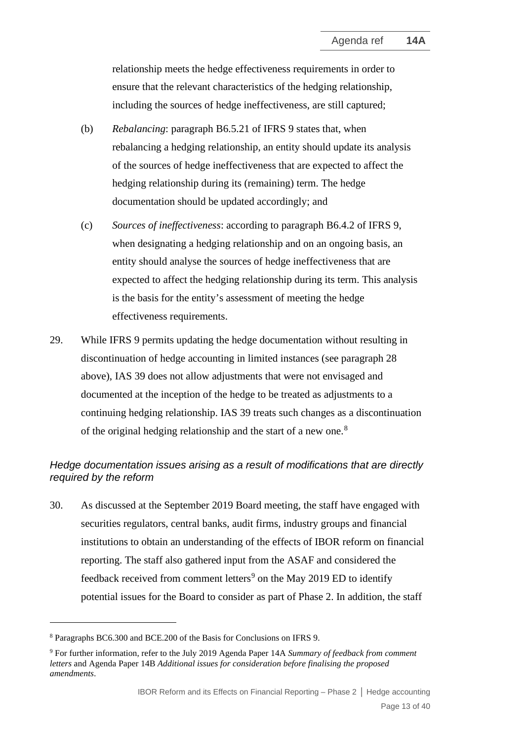relationship meets the hedge effectiveness requirements in order to ensure that the relevant characteristics of the hedging relationship, including the sources of hedge ineffectiveness, are still captured;

(b) *Rebalancing*: paragraph B6.5.21 of IFRS 9 states that, when rebalancing a hedging relationship, an entity should update its analysis of the sources of hedge ineffectiveness that are expected to affect the hedging relationship during its (remaining) term. The hedge documentation should be updated accordingly; and

(c) *Sources of ineffectiveness*: according to paragraph B6.4.2 of IFRS 9, when designating a hedging relationship and on an ongoing basis, an entity should analyse the sources of hedge ineffectiveness that are expected to affect the hedging relationship during its term. This analysis is the basis for the entity's assessment of meeting the hedge effectiveness requirements.

29. While IFRS 9 permits updating the hedge documentation without resulting in discontinuation of hedge accounting in limited instances (see paragraph 28 above), IAS 39 does not allow adjustments that were not envisaged and documented at the inception of the hedge to be treated as adjustments to a continuing hedging relationship. IAS 39 treats such changes as a discontinuation of the original hedging relationship and the start of a new one.[8]

### *Hedge documentation issues arising as a result of modifications that are directly required by the reform*

30. As discussed at the September 2019 Board meeting, the staff have engaged with securities regulators, central banks, audit firms, industry groups and financial institutions to obtain an understanding of the effects of IBOR reform on financial reporting. The staff also gathered input from the ASAF and considered the feedback received from comment letters[9] on the May 2019 ED to identify potential issues for the Board to consider as part of Phase 2. In addition, the staff

---

[8] Paragraphs BC6.300 and BCE.200 of the Basis for Conclusions on IFRS 9.

[9] For further information, refer to the July 2019 Agenda Paper 14A *Summary of feedback from comment letters* and Agenda Paper 14B *Additional issues for consideration before finalising the proposed amendments*.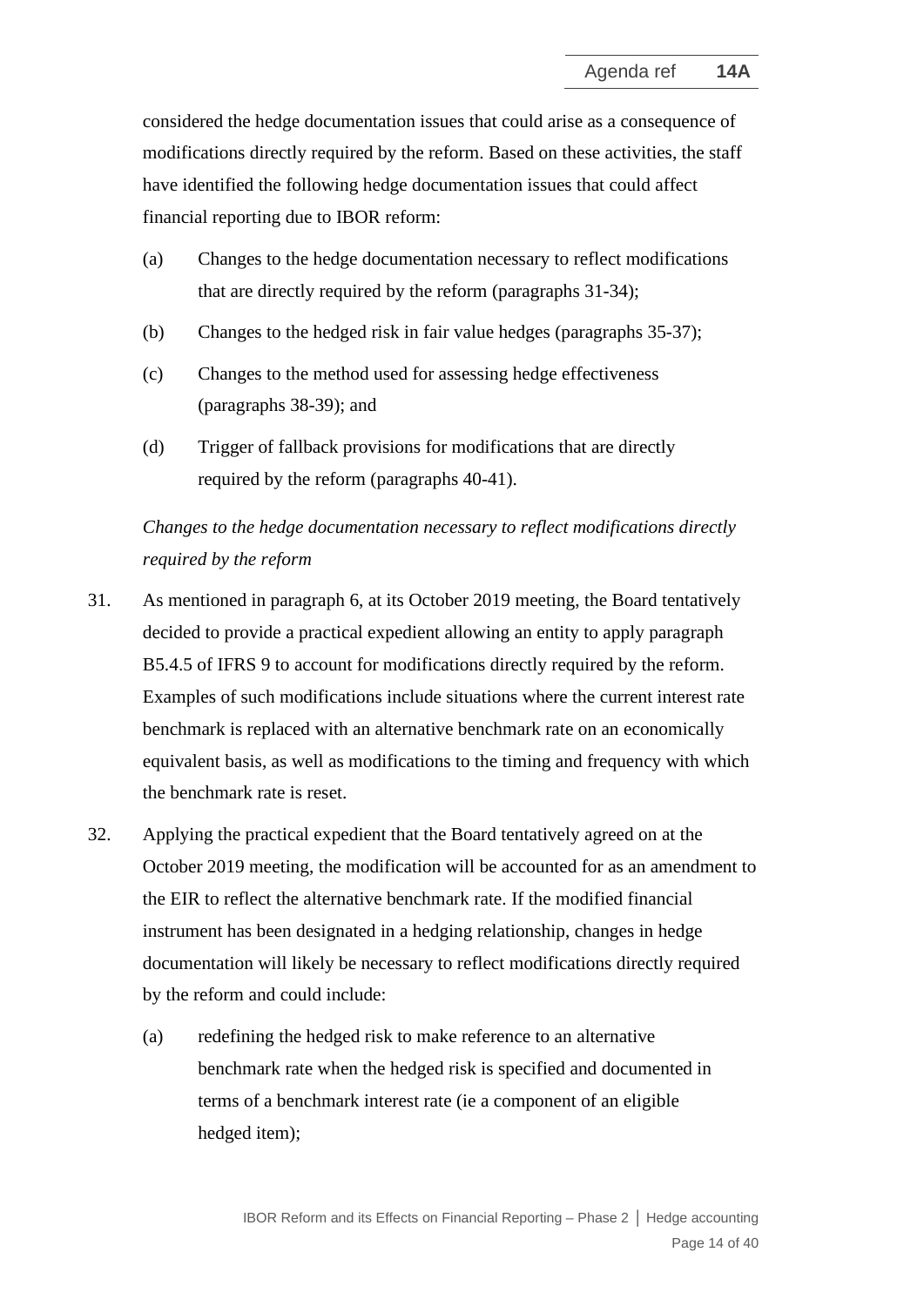considered the hedge documentation issues that could arise as a consequence of modifications directly required by the reform. Based on these activities, the staff have identified the following hedge documentation issues that could affect financial reporting due to IBOR reform:

(a) Changes to the hedge documentation necessary to reflect modifications that are directly required by the reform (paragraphs 31-34);

(b) Changes to the hedged risk in fair value hedges (paragraphs 35-37);

(c) Changes to the method used for assessing hedge effectiveness (paragraphs 38-39); and

(d) Trigger of fallback provisions for modifications that are directly required by the reform (paragraphs 40-41).

*Changes to the hedge documentation necessary to reflect modifications directly required by the reform*

31. As mentioned in paragraph 6, at its October 2019 meeting, the Board tentatively decided to provide a practical expedient allowing an entity to apply paragraph B5.4.5 of IFRS 9 to account for modifications directly required by the reform. Examples of such modifications include situations where the current interest rate benchmark is replaced with an alternative benchmark rate on an economically equivalent basis, as well as modifications to the timing and frequency with which the benchmark rate is reset.

32. Applying the practical expedient that the Board tentatively agreed on at the October 2019 meeting, the modification will be accounted for as an amendment to the EIR to reflect the alternative benchmark rate. If the modified financial instrument has been designated in a hedging relationship, changes in hedge documentation will likely be necessary to reflect modifications directly required by the reform and could include:

    (a) redefining the hedged risk to make reference to an alternative benchmark rate when the hedged risk is specified and documented in terms of a benchmark interest rate (ie a component of an eligible hedged item);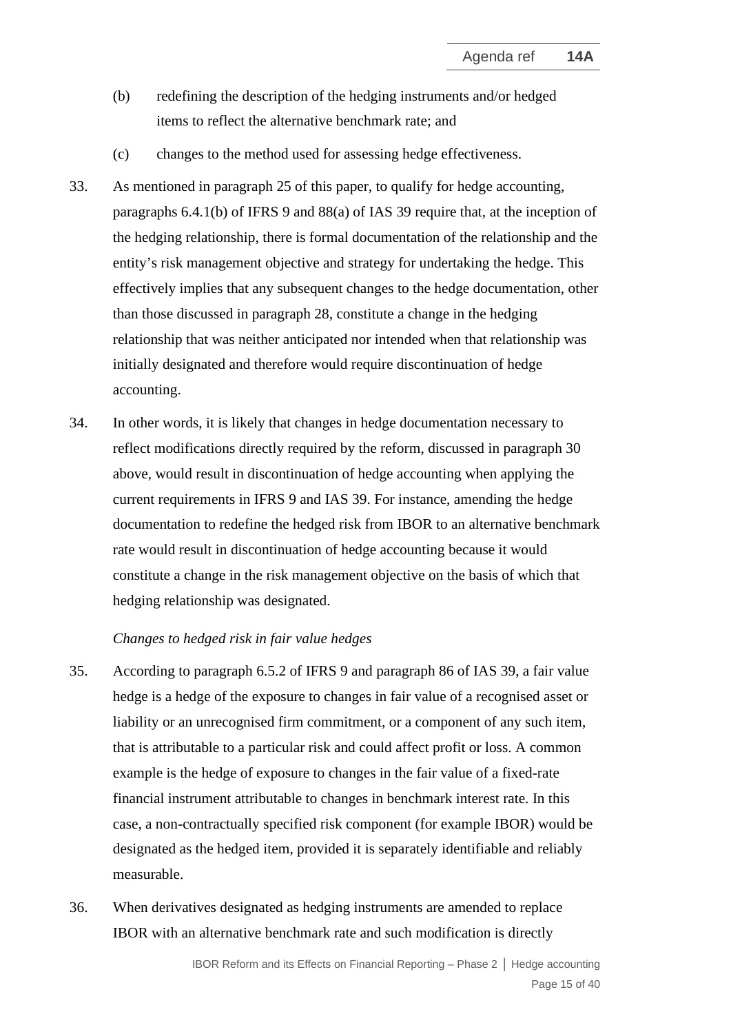(b) redefining the description of the hedging instruments and/or hedged items to reflect the alternative benchmark rate; and

(c) changes to the method used for assessing hedge effectiveness.

33. As mentioned in paragraph 25 of this paper, to qualify for hedge accounting, paragraphs 6.4.1(b) of IFRS 9 and 88(a) of IAS 39 require that, at the inception of the hedging relationship, there is formal documentation of the relationship and the entity's risk management objective and strategy for undertaking the hedge. This effectively implies that any subsequent changes to the hedge documentation, other than those discussed in paragraph 28, constitute a change in the hedging relationship that was neither anticipated nor intended when that relationship was initially designated and therefore would require discontinuation of hedge accounting.

34. In other words, it is likely that changes in hedge documentation necessary to reflect modifications directly required by the reform, discussed in paragraph 30 above, would result in discontinuation of hedge accounting when applying the current requirements in IFRS 9 and IAS 39. For instance, amending the hedge documentation to redefine the hedged risk from IBOR to an alternative benchmark rate would result in discontinuation of hedge accounting because it would constitute a change in the risk management objective on the basis of which that hedging relationship was designated.

*Changes to hedged risk in fair value hedges*

35. According to paragraph 6.5.2 of IFRS 9 and paragraph 86 of IAS 39, a fair value hedge is a hedge of the exposure to changes in fair value of a recognised asset or liability or an unrecognised firm commitment, or a component of any such item, that is attributable to a particular risk and could affect profit or loss. A common example is the hedge of exposure to changes in the fair value of a fixed-rate financial instrument attributable to changes in benchmark interest rate. In this case, a non-contractually specified risk component (for example IBOR) would be designated as the hedged item, provided it is separately identifiable and reliably measurable.

36. When derivatives designated as hedging instruments are amended to replace IBOR with an alternative benchmark rate and such modification is directly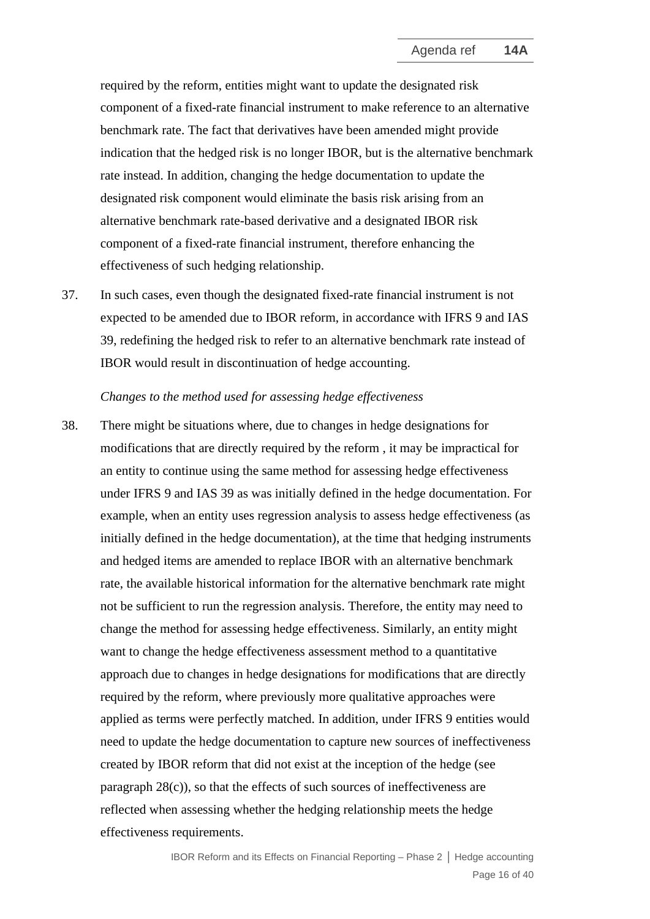required by the reform, entities might want to update the designated risk component of a fixed-rate financial instrument to make reference to an alternative benchmark rate. The fact that derivatives have been amended might provide indication that the hedged risk is no longer IBOR, but is the alternative benchmark rate instead. In addition, changing the hedge documentation to update the designated risk component would eliminate the basis risk arising from an alternative benchmark rate-based derivative and a designated IBOR risk component of a fixed-rate financial instrument, therefore enhancing the effectiveness of such hedging relationship.

37. In such cases, even though the designated fixed-rate financial instrument is not expected to be amended due to IBOR reform, in accordance with IFRS 9 and IAS 39, redefining the hedged risk to refer to an alternative benchmark rate instead of IBOR would result in discontinuation of hedge accounting.

*Changes to the method used for assessing hedge effectiveness*

38. There might be situations where, due to changes in hedge designations for modifications that are directly required by the reform , it may be impractical for an entity to continue using the same method for assessing hedge effectiveness under IFRS 9 and IAS 39 as was initially defined in the hedge documentation. For example, when an entity uses regression analysis to assess hedge effectiveness (as initially defined in the hedge documentation), at the time that hedging instruments and hedged items are amended to replace IBOR with an alternative benchmark rate, the available historical information for the alternative benchmark rate might not be sufficient to run the regression analysis. Therefore, the entity may need to change the method for assessing hedge effectiveness. Similarly, an entity might want to change the hedge effectiveness assessment method to a quantitative approach due to changes in hedge designations for modifications that are directly required by the reform, where previously more qualitative approaches were applied as terms were perfectly matched. In addition, under IFRS 9 entities would need to update the hedge documentation to capture new sources of ineffectiveness created by IBOR reform that did not exist at the inception of the hedge (see paragraph 28(c)), so that the effects of such sources of ineffectiveness are reflected when assessing whether the hedging relationship meets the hedge effectiveness requirements.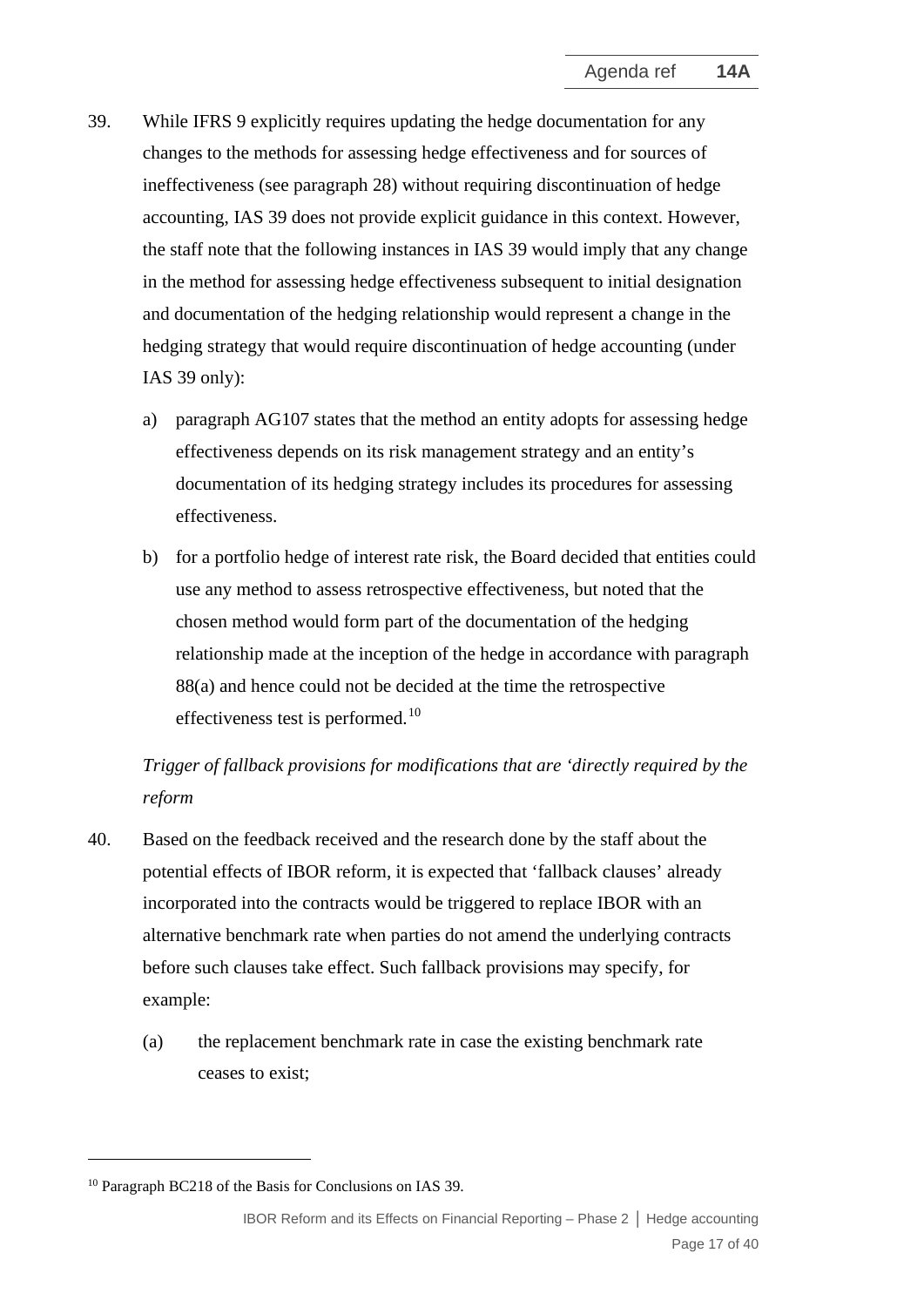39. While IFRS 9 explicitly requires updating the hedge documentation for any changes to the methods for assessing hedge effectiveness and for sources of ineffectiveness (see paragraph 28) without requiring discontinuation of hedge accounting, IAS 39 does not provide explicit guidance in this context. However, the staff note that the following instances in IAS 39 would imply that any change in the method for assessing hedge effectiveness subsequent to initial designation and documentation of the hedging relationship would represent a change in the hedging strategy that would require discontinuation of hedge accounting (under IAS 39 only):

    a) paragraph AG107 states that the method an entity adopts for assessing hedge effectiveness depends on its risk management strategy and an entity's documentation of its hedging strategy includes its procedures for assessing effectiveness.

    b) for a portfolio hedge of interest rate risk, the Board decided that entities could use any method to assess retrospective effectiveness, but noted that the chosen method would form part of the documentation of the hedging relationship made at the inception of the hedge in accordance with paragraph 88(a) and hence could not be decided at the time the retrospective effectiveness test is performed.[10]

*Trigger of fallback provisions for modifications that are 'directly required by the reform*

40. Based on the feedback received and the research done by the staff about the potential effects of IBOR reform, it is expected that 'fallback clauses' already incorporated into the contracts would be triggered to replace IBOR with an alternative benchmark rate when parties do not amend the underlying contracts before such clauses take effect. Such fallback provisions may specify, for example:

    (a) the replacement benchmark rate in case the existing benchmark rate ceases to exist;

[10] Paragraph BC218 of the Basis for Conclusions on IAS 39.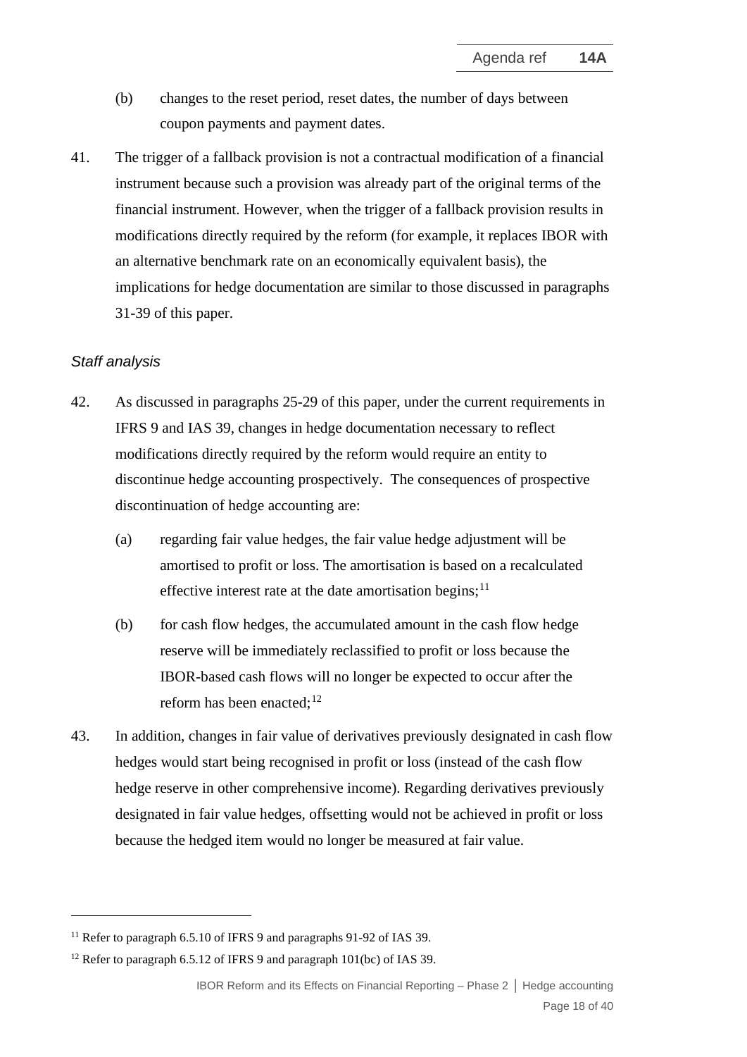(b) changes to the reset period, reset dates, the number of days between coupon payments and payment dates.

41. The trigger of a fallback provision is not a contractual modification of a financial instrument because such a provision was already part of the original terms of the financial instrument. However, when the trigger of a fallback provision results in modifications directly required by the reform (for example, it replaces IBOR with an alternative benchmark rate on an economically equivalent basis), the implications for hedge documentation are similar to those discussed in paragraphs 31-39 of this paper.

*Staff analysis*

42. As discussed in paragraphs 25-29 of this paper, under the current requirements in IFRS 9 and IAS 39, changes in hedge documentation necessary to reflect modifications directly required by the reform would require an entity to discontinue hedge accounting prospectively. The consequences of prospective discontinuation of hedge accounting are:

   (a) regarding fair value hedges, the fair value hedge adjustment will be amortised to profit or loss. The amortisation is based on a recalculated effective interest rate at the date amortisation begins;[11]

   (b) for cash flow hedges, the accumulated amount in the cash flow hedge reserve will be immediately reclassified to profit or loss because the IBOR-based cash flows will no longer be expected to occur after the reform has been enacted;[12]

43. In addition, changes in fair value of derivatives previously designated in cash flow hedges would start being recognised in profit or loss (instead of the cash flow hedge reserve in other comprehensive income). Regarding derivatives previously designated in fair value hedges, offsetting would not be achieved in profit or loss because the hedged item would no longer be measured at fair value.

---

[11] Refer to paragraph 6.5.10 of IFRS 9 and paragraphs 91-92 of IAS 39.

[12] Refer to paragraph 6.5.12 of IFRS 9 and paragraph 101(bc) of IAS 39.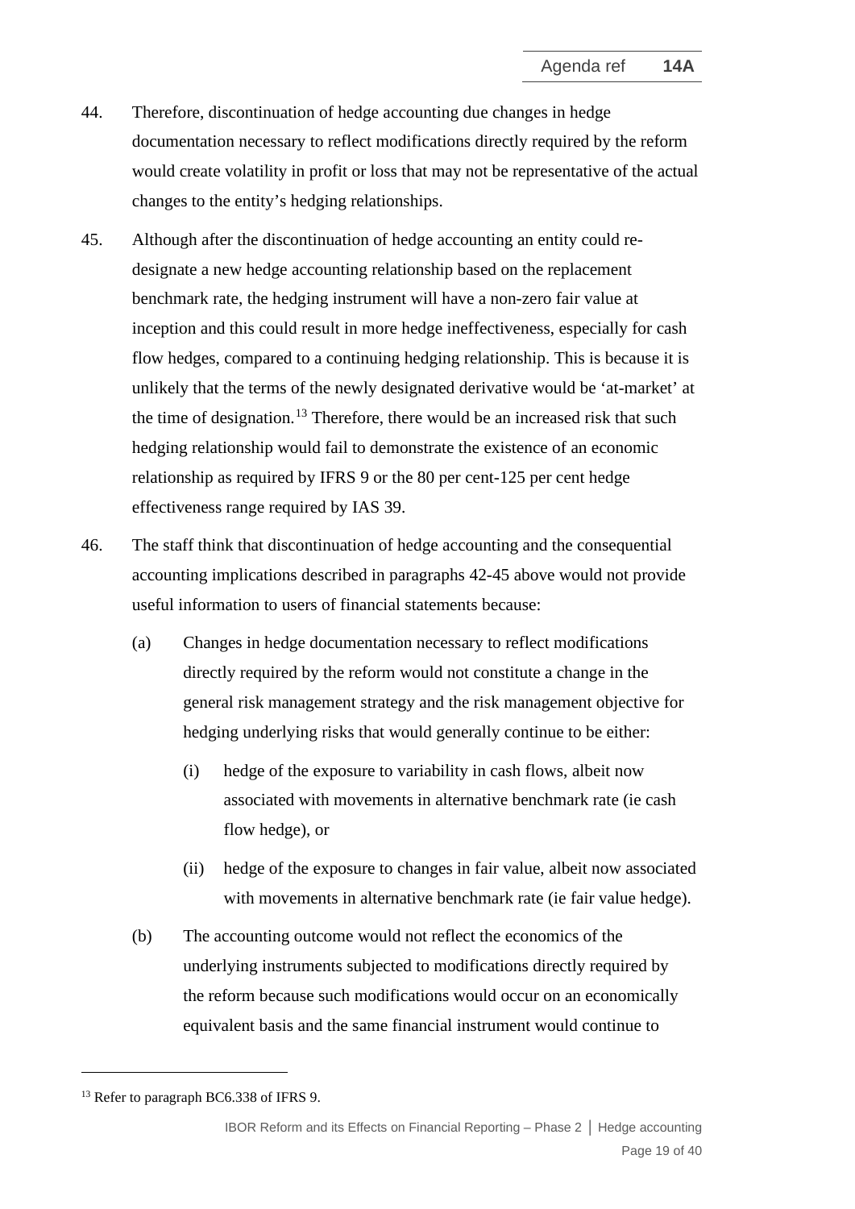44. Therefore, discontinuation of hedge accounting due changes in hedge documentation necessary to reflect modifications directly required by the reform would create volatility in profit or loss that may not be representative of the actual changes to the entity's hedging relationships.

45. Although after the discontinuation of hedge accounting an entity could re-designate a new hedge accounting relationship based on the replacement benchmark rate, the hedging instrument will have a non-zero fair value at inception and this could result in more hedge ineffectiveness, especially for cash flow hedges, compared to a continuing hedging relationship. This is because it is unlikely that the terms of the newly designated derivative would be 'at-market' at the time of designation.[13] Therefore, there would be an increased risk that such hedging relationship would fail to demonstrate the existence of an economic relationship as required by IFRS 9 or the 80 per cent-125 per cent hedge effectiveness range required by IAS 39.

46. The staff think that discontinuation of hedge accounting and the consequential accounting implications described in paragraphs 42-45 above would not provide useful information to users of financial statements because:

    (a) Changes in hedge documentation necessary to reflect modifications directly required by the reform would not constitute a change in the general risk management strategy and the risk management objective for hedging underlying risks that would generally continue to be either:

        (i) hedge of the exposure to variability in cash flows, albeit now associated with movements in alternative benchmark rate (ie cash flow hedge), or

        (ii) hedge of the exposure to changes in fair value, albeit now associated with movements in alternative benchmark rate (ie fair value hedge).

    (b) The accounting outcome would not reflect the economics of the underlying instruments subjected to modifications directly required by the reform because such modifications would occur on an economically equivalent basis and the same financial instrument would continue to

---

[13] Refer to paragraph BC6.338 of IFRS 9.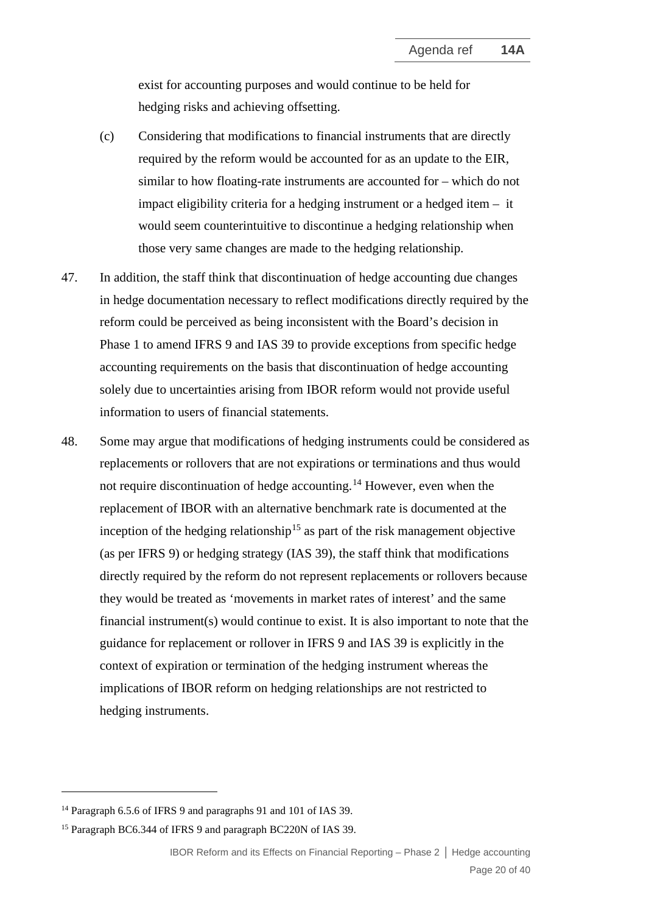exist for accounting purposes and would continue to be held for hedging risks and achieving offsetting.

(c) Considering that modifications to financial instruments that are directly required by the reform would be accounted for as an update to the EIR, similar to how floating-rate instruments are accounted for – which do not impact eligibility criteria for a hedging instrument or a hedged item – it would seem counterintuitive to discontinue a hedging relationship when those very same changes are made to the hedging relationship.

47. In addition, the staff think that discontinuation of hedge accounting due changes in hedge documentation necessary to reflect modifications directly required by the reform could be perceived as being inconsistent with the Board's decision in Phase 1 to amend IFRS 9 and IAS 39 to provide exceptions from specific hedge accounting requirements on the basis that discontinuation of hedge accounting solely due to uncertainties arising from IBOR reform would not provide useful information to users of financial statements.

48. Some may argue that modifications of hedging instruments could be considered as replacements or rollovers that are not expirations or terminations and thus would not require discontinuation of hedge accounting.[14] However, even when the replacement of IBOR with an alternative benchmark rate is documented at the inception of the hedging relationship[15] as part of the risk management objective (as per IFRS 9) or hedging strategy (IAS 39), the staff think that modifications directly required by the reform do not represent replacements or rollovers because they would be treated as 'movements in market rates of interest' and the same financial instrument(s) would continue to exist. It is also important to note that the guidance for replacement or rollover in IFRS 9 and IAS 39 is explicitly in the context of expiration or termination of the hedging instrument whereas the implications of IBOR reform on hedging relationships are not restricted to hedging instruments.

---

[14] Paragraph 6.5.6 of IFRS 9 and paragraphs 91 and 101 of IAS 39.

[15] Paragraph BC6.344 of IFRS 9 and paragraph BC220N of IAS 39.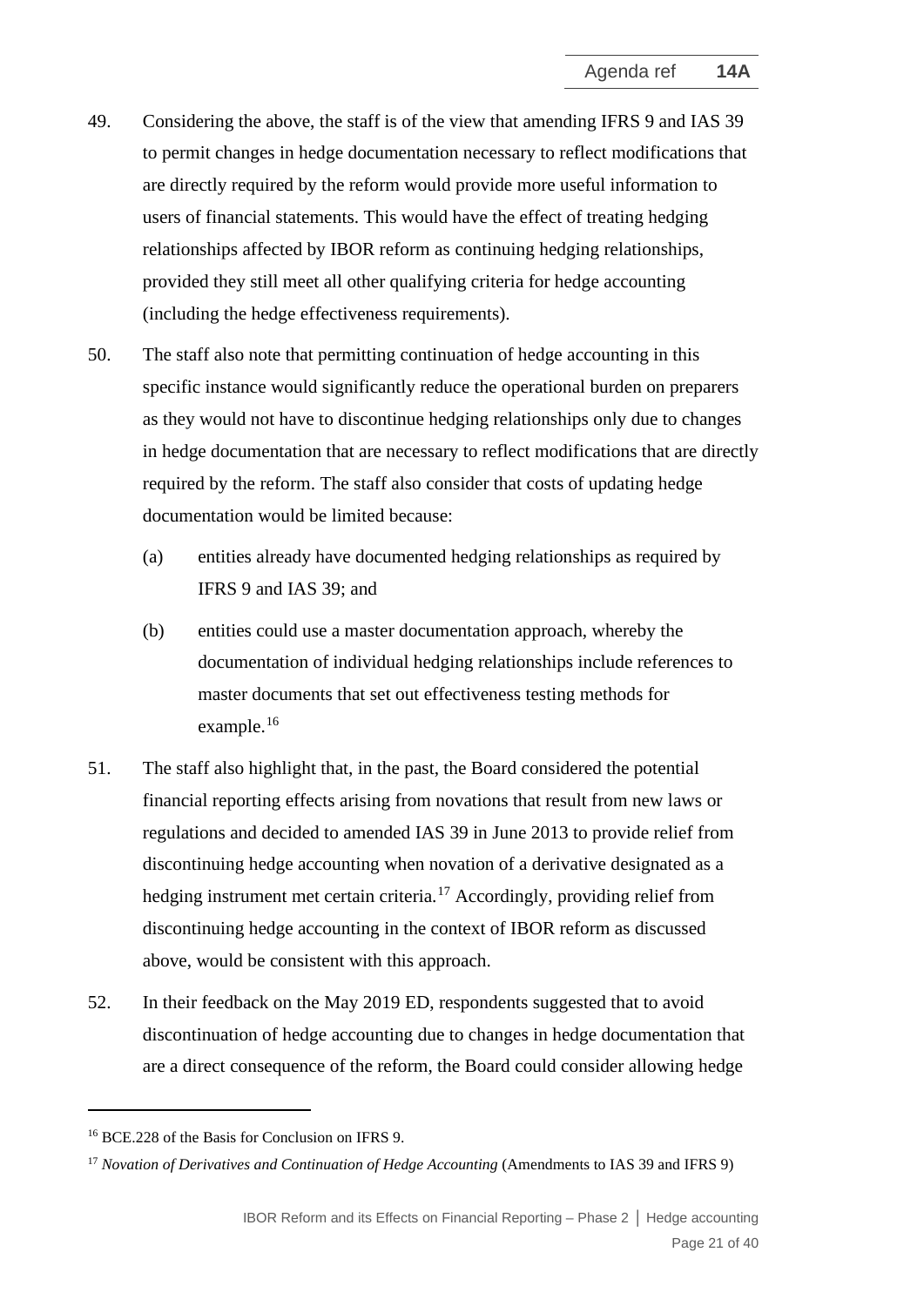49. Considering the above, the staff is of the view that amending IFRS 9 and IAS 39 to permit changes in hedge documentation necessary to reflect modifications that are directly required by the reform would provide more useful information to users of financial statements. This would have the effect of treating hedging relationships affected by IBOR reform as continuing hedging relationships, provided they still meet all other qualifying criteria for hedge accounting (including the hedge effectiveness requirements).

50. The staff also note that permitting continuation of hedge accounting in this specific instance would significantly reduce the operational burden on preparers as they would not have to discontinue hedging relationships only due to changes in hedge documentation that are necessary to reflect modifications that are directly required by the reform. The staff also consider that costs of updating hedge documentation would be limited because:

    (a) entities already have documented hedging relationships as required by IFRS 9 and IAS 39; and

    (b) entities could use a master documentation approach, whereby the documentation of individual hedging relationships include references to master documents that set out effectiveness testing methods for example.[16]

51. The staff also highlight that, in the past, the Board considered the potential financial reporting effects arising from novations that result from new laws or regulations and decided to amended IAS 39 in June 2013 to provide relief from discontinuing hedge accounting when novation of a derivative designated as a hedging instrument met certain criteria.[17] Accordingly, providing relief from discontinuing hedge accounting in the context of IBOR reform as discussed above, would be consistent with this approach.

52. In their feedback on the May 2019 ED, respondents suggested that to avoid discontinuation of hedge accounting due to changes in hedge documentation that are a direct consequence of the reform, the Board could consider allowing hedge

---

[16] BCE.228 of the Basis for Conclusion on IFRS 9.

[17] *Novation of Derivatives and Continuation of Hedge Accounting* (Amendments to IAS 39 and IFRS 9)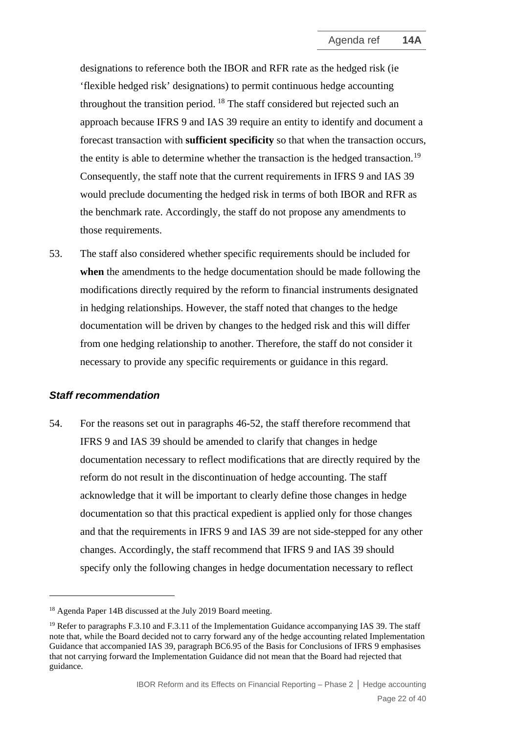designations to reference both the IBOR and RFR rate as the hedged risk (ie 'flexible hedged risk' designations) to permit continuous hedge accounting throughout the transition period.[18] The staff considered but rejected such an approach because IFRS 9 and IAS 39 require an entity to identify and document a forecast transaction with **sufficient specificity** so that when the transaction occurs, the entity is able to determine whether the transaction is the hedged transaction.[19] Consequently, the staff note that the current requirements in IFRS 9 and IAS 39 would preclude documenting the hedged risk in terms of both IBOR and RFR as the benchmark rate. Accordingly, the staff do not propose any amendments to those requirements.

53. The staff also considered whether specific requirements should be included for **when** the amendments to the hedge documentation should be made following the modifications directly required by the reform to financial instruments designated in hedging relationships. However, the staff noted that changes to the hedge documentation will be driven by changes to the hedged risk and this will differ from one hedging relationship to another. Therefore, the staff do not consider it necessary to provide any specific requirements or guidance in this regard.

### *Staff recommendation*

54. For the reasons set out in paragraphs 46-52, the staff therefore recommend that IFRS 9 and IAS 39 should be amended to clarify that changes in hedge documentation necessary to reflect modifications that are directly required by the reform do not result in the discontinuation of hedge accounting. The staff acknowledge that it will be important to clearly define those changes in hedge documentation so that this practical expedient is applied only for those changes and that the requirements in IFRS 9 and IAS 39 are not side-stepped for any other changes. Accordingly, the staff recommend that IFRS 9 and IAS 39 should specify only the following changes in hedge documentation necessary to reflect

---

[18] Agenda Paper 14B discussed at the July 2019 Board meeting.

[19] Refer to paragraphs F.3.10 and F.3.11 of the Implementation Guidance accompanying IAS 39. The staff note that, while the Board decided not to carry forward any of the hedge accounting related Implementation Guidance that accompanied IAS 39, paragraph BC6.95 of the Basis for Conclusions of IFRS 9 emphasises that not carrying forward the Implementation Guidance did not mean that the Board had rejected that guidance.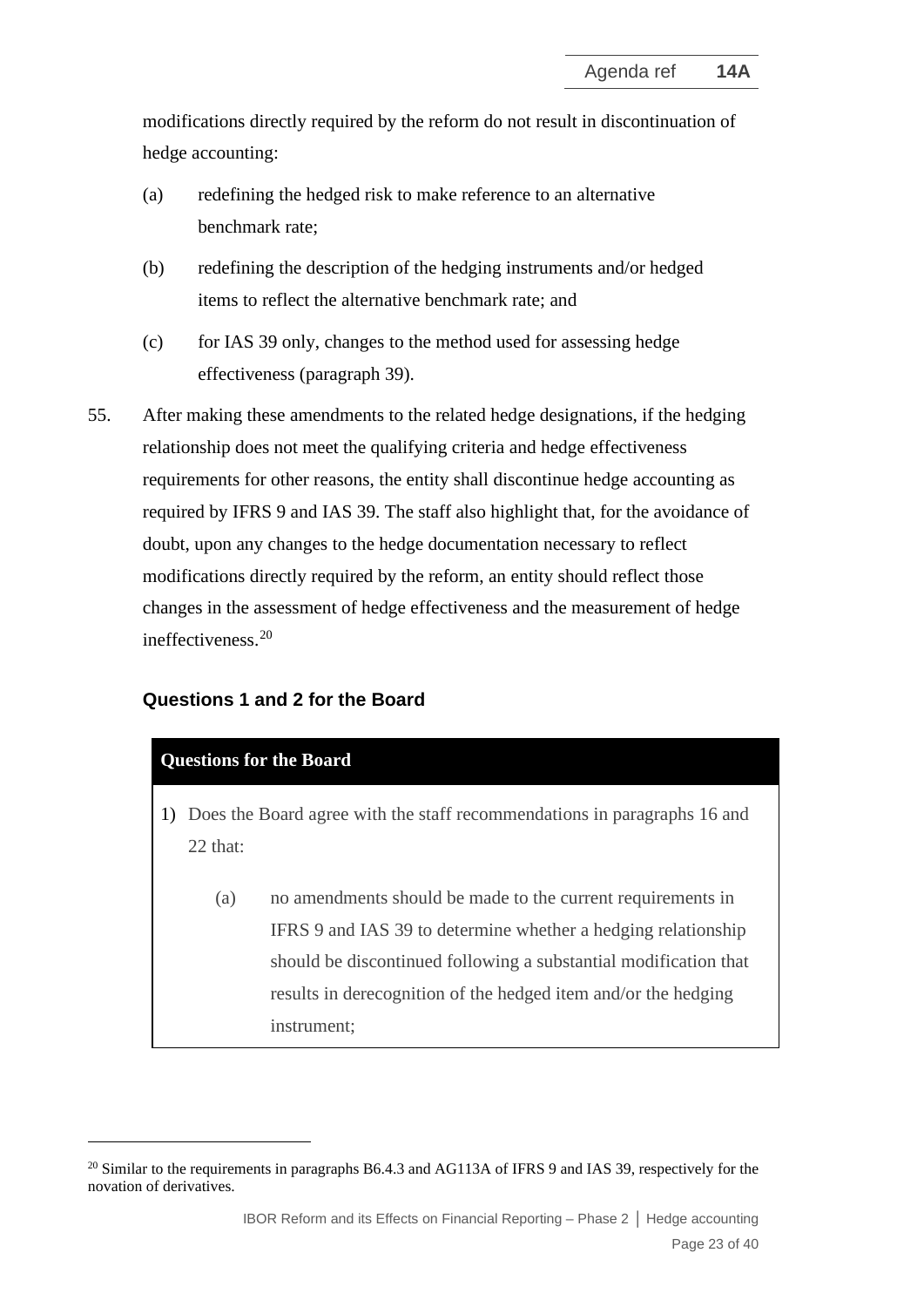modifications directly required by the reform do not result in discontinuation of hedge accounting:

(a) redefining the hedged risk to make reference to an alternative benchmark rate;

(b) redefining the description of the hedging instruments and/or hedged items to reflect the alternative benchmark rate; and

(c) for IAS 39 only, changes to the method used for assessing hedge effectiveness (paragraph 39).

55. After making these amendments to the related hedge designations, if the hedging relationship does not meet the qualifying criteria and hedge effectiveness requirements for other reasons, the entity shall discontinue hedge accounting as required by IFRS 9 and IAS 39. The staff also highlight that, for the avoidance of doubt, upon any changes to the hedge documentation necessary to reflect modifications directly required by the reform, an entity should reflect those changes in the assessment of hedge effectiveness and the measurement of hedge ineffectiveness.[20]

### Questions 1 and 2 for the Board

**Questions for the Board**

1) Does the Board agree with the staff recommendations in paragraphs 16 and 22 that:

 (a) no amendments should be made to the current requirements in IFRS 9 and IAS 39 to determine whether a hedging relationship should be discontinued following a substantial modification that results in derecognition of the hedged item and/or the hedging instrument;

[20] Similar to the requirements in paragraphs B6.4.3 and AG113A of IFRS 9 and IAS 39, respectively for the novation of derivatives.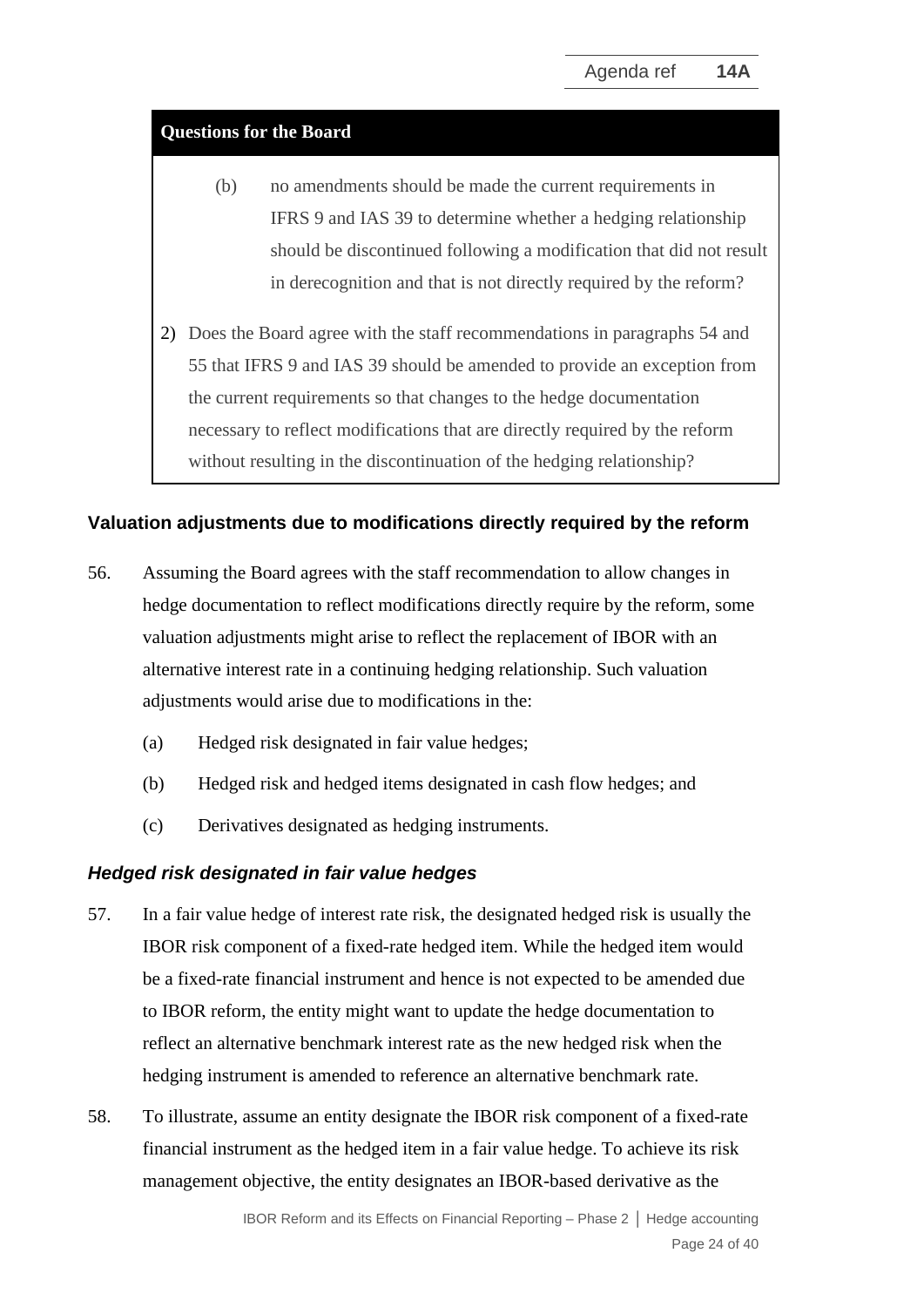**Questions for the Board**

(b) no amendments should be made the current requirements in IFRS 9 and IAS 39 to determine whether a hedging relationship should be discontinued following a modification that did not result in derecognition and that is not directly required by the reform?

2) Does the Board agree with the staff recommendations in paragraphs 54 and 55 that IFRS 9 and IAS 39 should be amended to provide an exception from the current requirements so that changes to the hedge documentation necessary to reflect modifications that are directly required by the reform without resulting in the discontinuation of the hedging relationship?

## Valuation adjustments due to modifications directly required by the reform

56. Assuming the Board agrees with the staff recommendation to allow changes in hedge documentation to reflect modifications directly require by the reform, some valuation adjustments might arise to reflect the replacement of IBOR with an alternative interest rate in a continuing hedging relationship. Such valuation adjustments would arise due to modifications in the:

    (a) Hedged risk designated in fair value hedges;

    (b) Hedged risk and hedged items designated in cash flow hedges; and

    (c) Derivatives designated as hedging instruments.

### *Hedged risk designated in fair value hedges*

57. In a fair value hedge of interest rate risk, the designated hedged risk is usually the IBOR risk component of a fixed-rate hedged item. While the hedged item would be a fixed-rate financial instrument and hence is not expected to be amended due to IBOR reform, the entity might want to update the hedge documentation to reflect an alternative benchmark interest rate as the new hedged risk when the hedging instrument is amended to reference an alternative benchmark rate.

58. To illustrate, assume an entity designate the IBOR risk component of a fixed-rate financial instrument as the hedged item in a fair value hedge. To achieve its risk management objective, the entity designates an IBOR-based derivative as the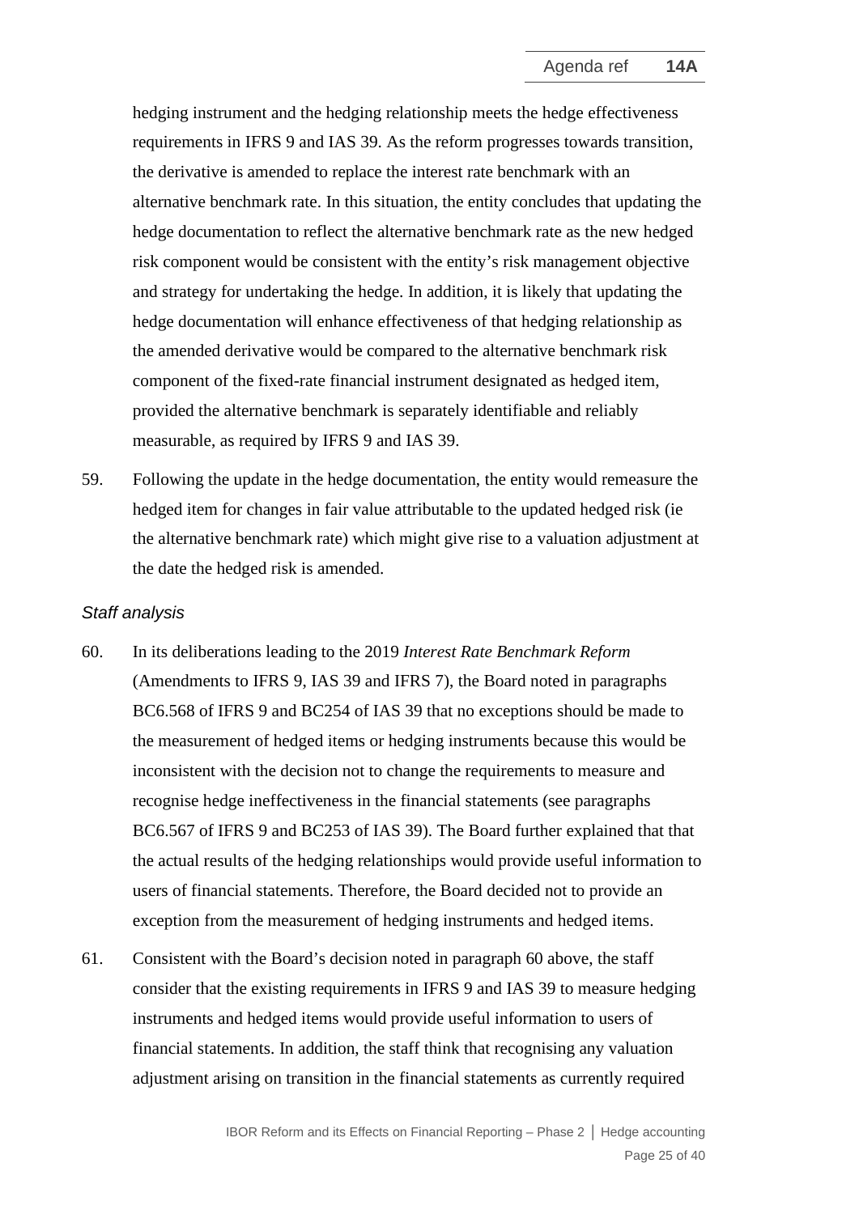hedging instrument and the hedging relationship meets the hedge effectiveness requirements in IFRS 9 and IAS 39. As the reform progresses towards transition, the derivative is amended to replace the interest rate benchmark with an alternative benchmark rate. In this situation, the entity concludes that updating the hedge documentation to reflect the alternative benchmark rate as the new hedged risk component would be consistent with the entity's risk management objective and strategy for undertaking the hedge. In addition, it is likely that updating the hedge documentation will enhance effectiveness of that hedging relationship as the amended derivative would be compared to the alternative benchmark risk component of the fixed-rate financial instrument designated as hedged item, provided the alternative benchmark is separately identifiable and reliably measurable, as required by IFRS 9 and IAS 39.

59. Following the update in the hedge documentation, the entity would remeasure the hedged item for changes in fair value attributable to the updated hedged risk (ie the alternative benchmark rate) which might give rise to a valuation adjustment at the date the hedged risk is amended.

*Staff analysis*

60. In its deliberations leading to the 2019 *Interest Rate Benchmark Reform* (Amendments to IFRS 9, IAS 39 and IFRS 7), the Board noted in paragraphs BC6.568 of IFRS 9 and BC254 of IAS 39 that no exceptions should be made to the measurement of hedged items or hedging instruments because this would be inconsistent with the decision not to change the requirements to measure and recognise hedge ineffectiveness in the financial statements (see paragraphs BC6.567 of IFRS 9 and BC253 of IAS 39). The Board further explained that that the actual results of the hedging relationships would provide useful information to users of financial statements. Therefore, the Board decided not to provide an exception from the measurement of hedging instruments and hedged items.

61. Consistent with the Board's decision noted in paragraph 60 above, the staff consider that the existing requirements in IFRS 9 and IAS 39 to measure hedging instruments and hedged items would provide useful information to users of financial statements. In addition, the staff think that recognising any valuation adjustment arising on transition in the financial statements as currently required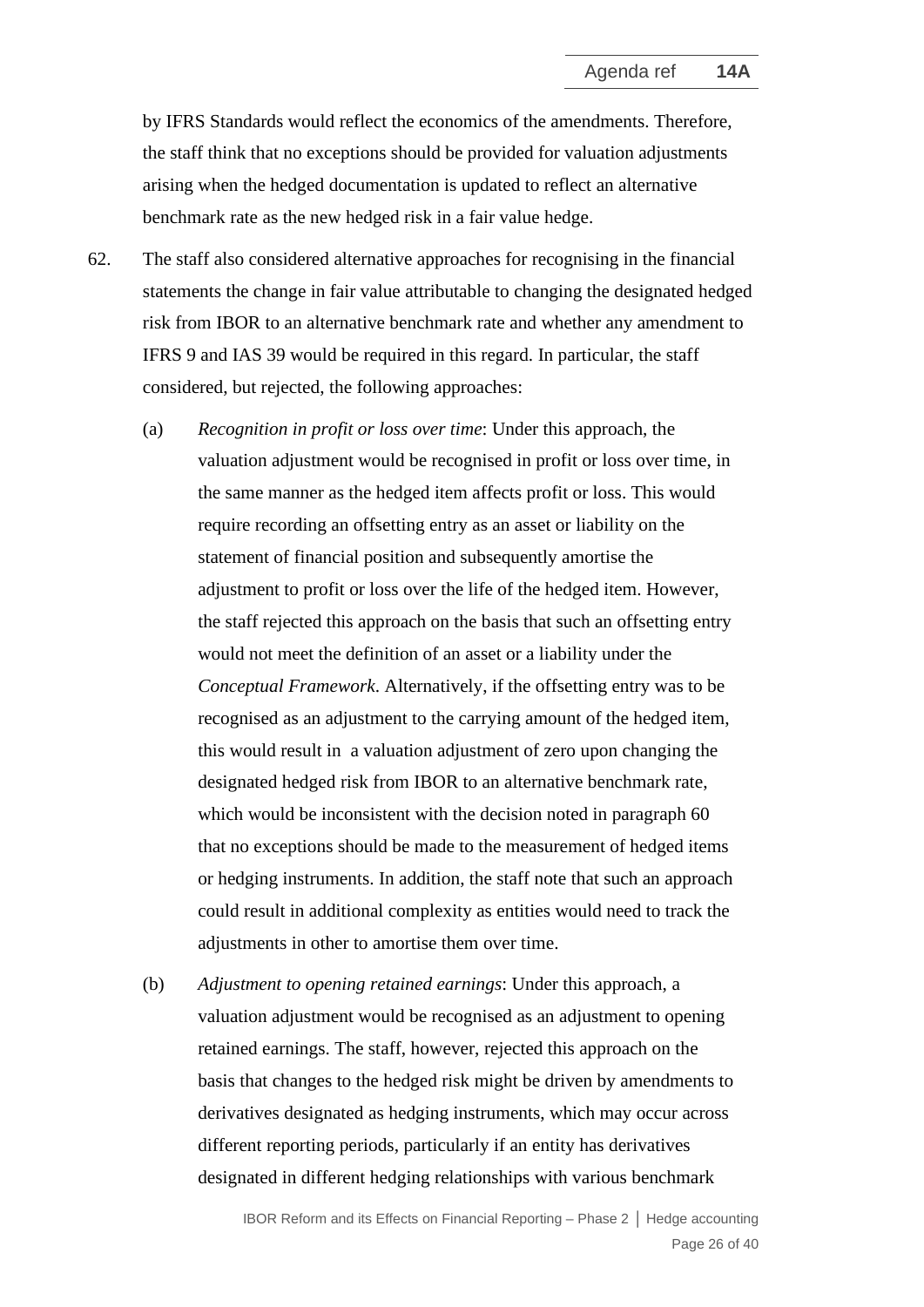by IFRS Standards would reflect the economics of the amendments. Therefore, the staff think that no exceptions should be provided for valuation adjustments arising when the hedged documentation is updated to reflect an alternative benchmark rate as the new hedged risk in a fair value hedge.

62. The staff also considered alternative approaches for recognising in the financial statements the change in fair value attributable to changing the designated hedged risk from IBOR to an alternative benchmark rate and whether any amendment to IFRS 9 and IAS 39 would be required in this regard. In particular, the staff considered, but rejected, the following approaches:

   (a) *Recognition in profit or loss over time*: Under this approach, the valuation adjustment would be recognised in profit or loss over time, in the same manner as the hedged item affects profit or loss. This would require recording an offsetting entry as an asset or liability on the statement of financial position and subsequently amortise the adjustment to profit or loss over the life of the hedged item. However, the staff rejected this approach on the basis that such an offsetting entry would not meet the definition of an asset or a liability under the *Conceptual Framework*. Alternatively, if the offsetting entry was to be recognised as an adjustment to the carrying amount of the hedged item, this would result in a valuation adjustment of zero upon changing the designated hedged risk from IBOR to an alternative benchmark rate, which would be inconsistent with the decision noted in paragraph 60 that no exceptions should be made to the measurement of hedged items or hedging instruments. In addition, the staff note that such an approach could result in additional complexity as entities would need to track the adjustments in other to amortise them over time.

   (b) *Adjustment to opening retained earnings*: Under this approach, a valuation adjustment would be recognised as an adjustment to opening retained earnings. The staff, however, rejected this approach on the basis that changes to the hedged risk might be driven by amendments to derivatives designated as hedging instruments, which may occur across different reporting periods, particularly if an entity has derivatives designated in different hedging relationships with various benchmark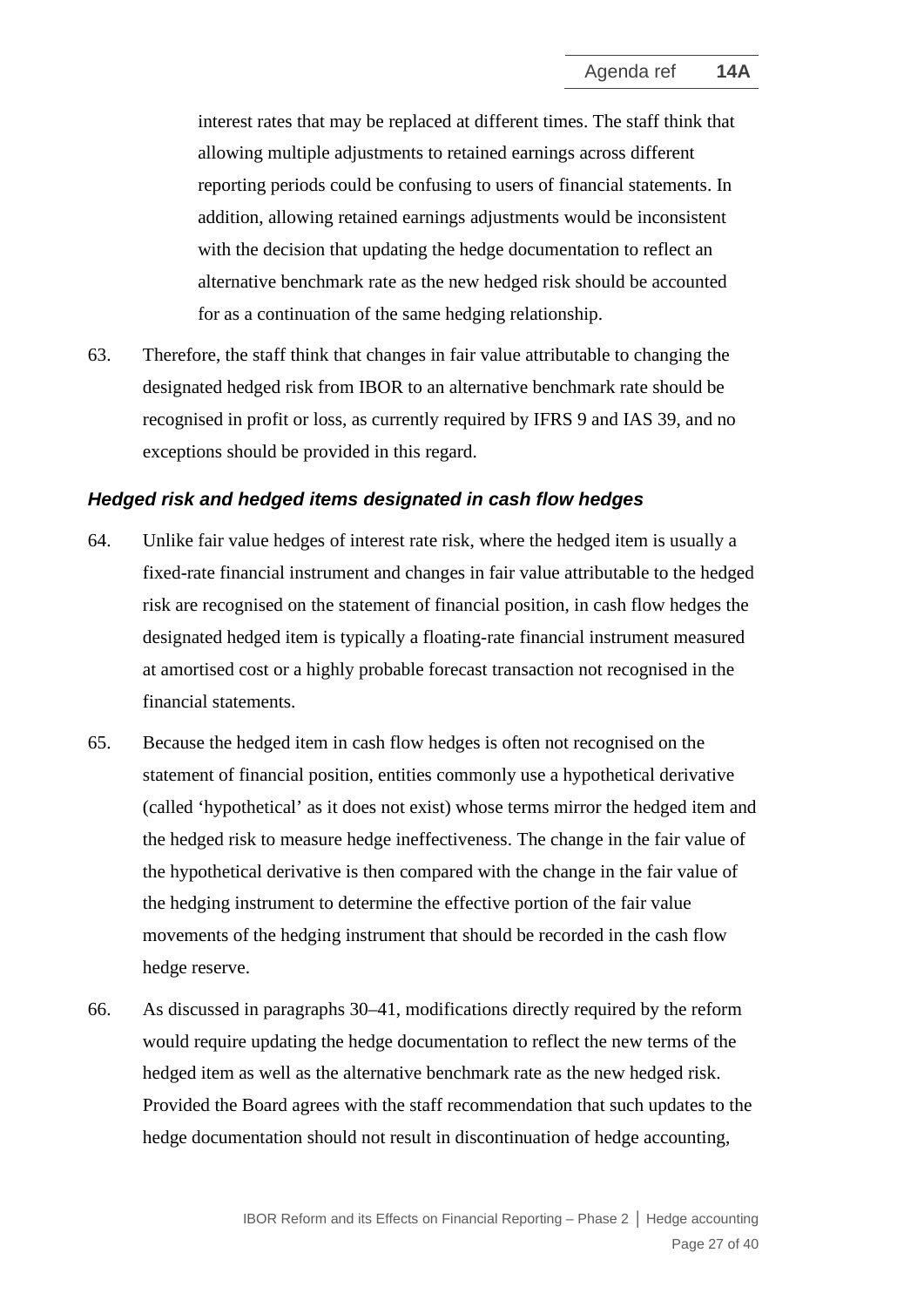interest rates that may be replaced at different times. The staff think that allowing multiple adjustments to retained earnings across different reporting periods could be confusing to users of financial statements. In addition, allowing retained earnings adjustments would be inconsistent with the decision that updating the hedge documentation to reflect an alternative benchmark rate as the new hedged risk should be accounted for as a continuation of the same hedging relationship.

63. Therefore, the staff think that changes in fair value attributable to changing the designated hedged risk from IBOR to an alternative benchmark rate should be recognised in profit or loss, as currently required by IFRS 9 and IAS 39, and no exceptions should be provided in this regard.

### *Hedged risk and hedged items designated in cash flow hedges*

64. Unlike fair value hedges of interest rate risk, where the hedged item is usually a fixed-rate financial instrument and changes in fair value attributable to the hedged risk are recognised on the statement of financial position, in cash flow hedges the designated hedged item is typically a floating-rate financial instrument measured at amortised cost or a highly probable forecast transaction not recognised in the financial statements.

65. Because the hedged item in cash flow hedges is often not recognised on the statement of financial position, entities commonly use a hypothetical derivative (called 'hypothetical' as it does not exist) whose terms mirror the hedged item and the hedged risk to measure hedge ineffectiveness. The change in the fair value of the hypothetical derivative is then compared with the change in the fair value of the hedging instrument to determine the effective portion of the fair value movements of the hedging instrument that should be recorded in the cash flow hedge reserve.

66. As discussed in paragraphs 30–41, modifications directly required by the reform would require updating the hedge documentation to reflect the new terms of the hedged item as well as the alternative benchmark rate as the new hedged risk. Provided the Board agrees with the staff recommendation that such updates to the hedge documentation should not result in discontinuation of hedge accounting,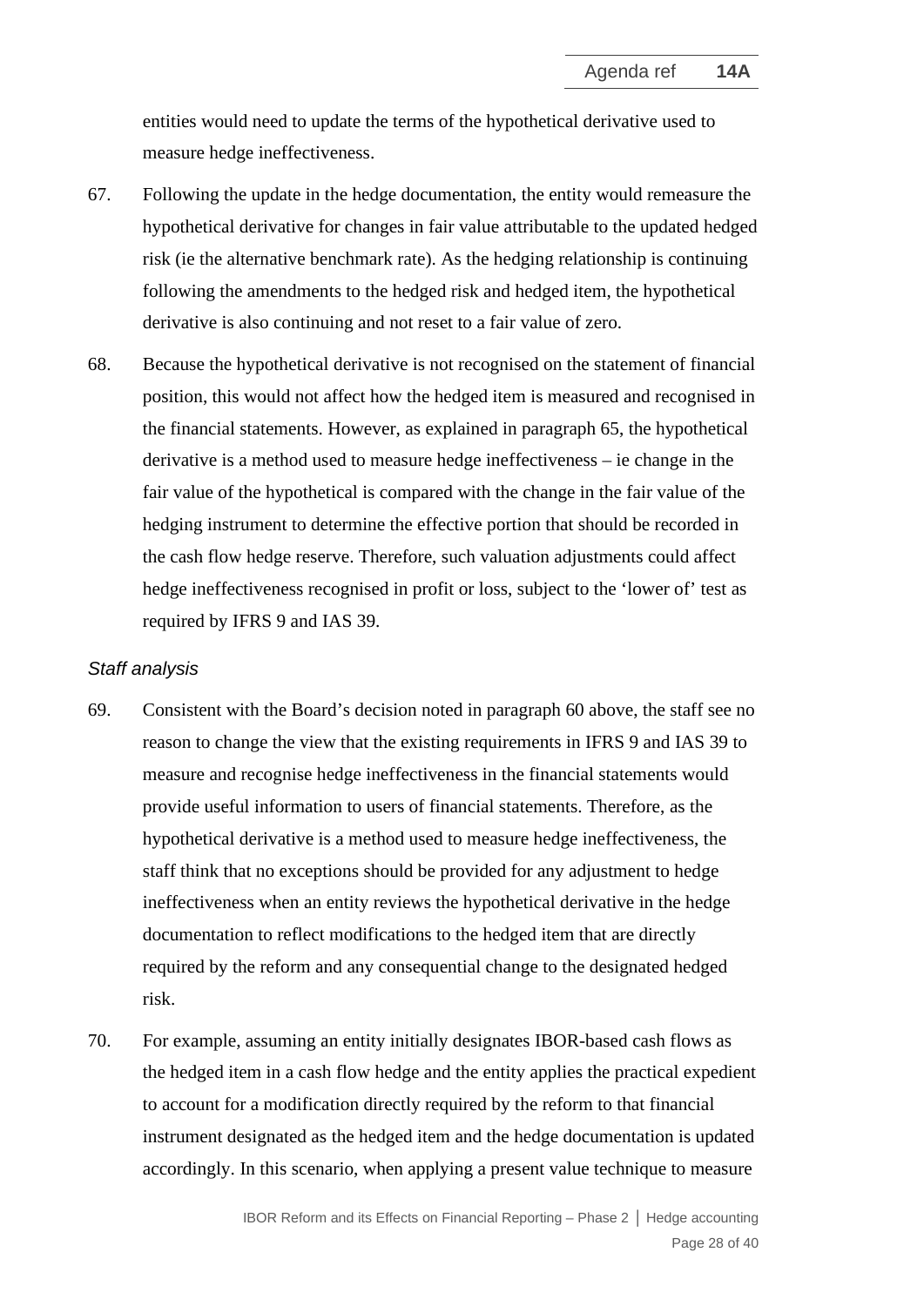entities would need to update the terms of the hypothetical derivative used to measure hedge ineffectiveness.

67. Following the update in the hedge documentation, the entity would remeasure the hypothetical derivative for changes in fair value attributable to the updated hedged risk (ie the alternative benchmark rate). As the hedging relationship is continuing following the amendments to the hedged risk and hedged item, the hypothetical derivative is also continuing and not reset to a fair value of zero.

68. Because the hypothetical derivative is not recognised on the statement of financial position, this would not affect how the hedged item is measured and recognised in the financial statements. However, as explained in paragraph 65, the hypothetical derivative is a method used to measure hedge ineffectiveness – ie change in the fair value of the hypothetical is compared with the change in the fair value of the hedging instrument to determine the effective portion that should be recorded in the cash flow hedge reserve. Therefore, such valuation adjustments could affect hedge ineffectiveness recognised in profit or loss, subject to the 'lower of' test as required by IFRS 9 and IAS 39.

*Staff analysis*

69. Consistent with the Board's decision noted in paragraph 60 above, the staff see no reason to change the view that the existing requirements in IFRS 9 and IAS 39 to measure and recognise hedge ineffectiveness in the financial statements would provide useful information to users of financial statements. Therefore, as the hypothetical derivative is a method used to measure hedge ineffectiveness, the staff think that no exceptions should be provided for any adjustment to hedge ineffectiveness when an entity reviews the hypothetical derivative in the hedge documentation to reflect modifications to the hedged item that are directly required by the reform and any consequential change to the designated hedged risk.

70. For example, assuming an entity initially designates IBOR-based cash flows as the hedged item in a cash flow hedge and the entity applies the practical expedient to account for a modification directly required by the reform to that financial instrument designated as the hedged item and the hedge documentation is updated accordingly. In this scenario, when applying a present value technique to measure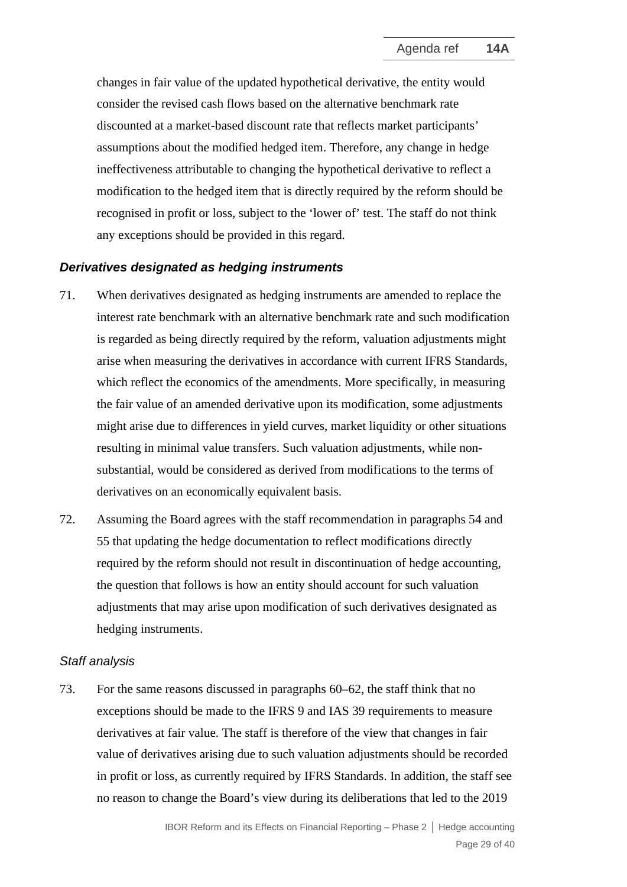changes in fair value of the updated hypothetical derivative, the entity would consider the revised cash flows based on the alternative benchmark rate discounted at a market-based discount rate that reflects market participants' assumptions about the modified hedged item. Therefore, any change in hedge ineffectiveness attributable to changing the hypothetical derivative to reflect a modification to the hedged item that is directly required by the reform should be recognised in profit or loss, subject to the 'lower of' test. The staff do not think any exceptions should be provided in this regard.

### *Derivatives designated as hedging instruments*

71. When derivatives designated as hedging instruments are amended to replace the interest rate benchmark with an alternative benchmark rate and such modification is regarded as being directly required by the reform, valuation adjustments might arise when measuring the derivatives in accordance with current IFRS Standards, which reflect the economics of the amendments. More specifically, in measuring the fair value of an amended derivative upon its modification, some adjustments might arise due to differences in yield curves, market liquidity or other situations resulting in minimal value transfers. Such valuation adjustments, while non-substantial, would be considered as derived from modifications to the terms of derivatives on an economically equivalent basis.

72. Assuming the Board agrees with the staff recommendation in paragraphs 54 and 55 that updating the hedge documentation to reflect modifications directly required by the reform should not result in discontinuation of hedge accounting, the question that follows is how an entity should account for such valuation adjustments that may arise upon modification of such derivatives designated as hedging instruments.

#### *Staff analysis*

73. For the same reasons discussed in paragraphs 60–62, the staff think that no exceptions should be made to the IFRS 9 and IAS 39 requirements to measure derivatives at fair value. The staff is therefore of the view that changes in fair value of derivatives arising due to such valuation adjustments should be recorded in profit or loss, as currently required by IFRS Standards. In addition, the staff see no reason to change the Board's view during its deliberations that led to the 2019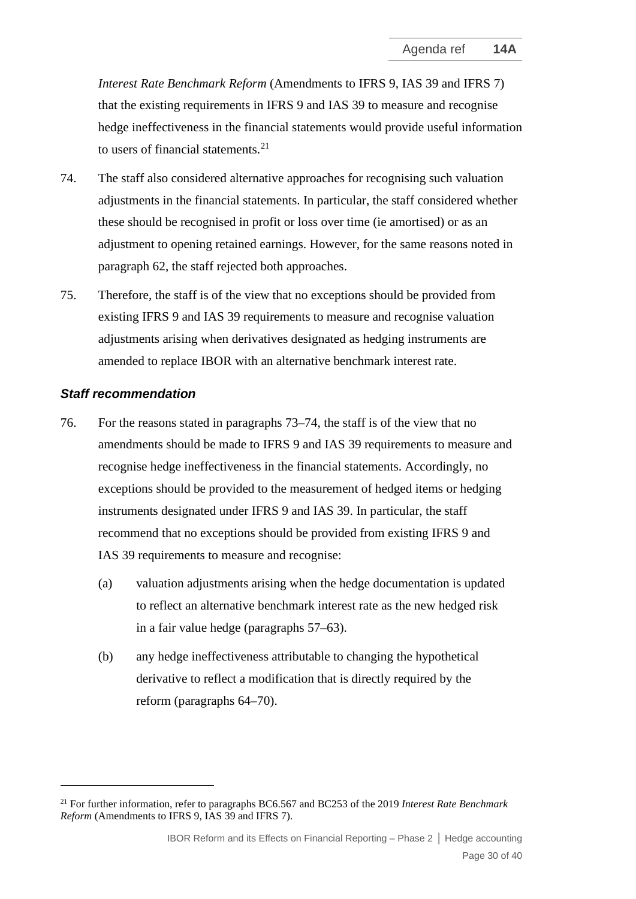*Interest Rate Benchmark Reform* (Amendments to IFRS 9, IAS 39 and IFRS 7) that the existing requirements in IFRS 9 and IAS 39 to measure and recognise hedge ineffectiveness in the financial statements would provide useful information to users of financial statements.[21]

74. The staff also considered alternative approaches for recognising such valuation adjustments in the financial statements. In particular, the staff considered whether these should be recognised in profit or loss over time (ie amortised) or as an adjustment to opening retained earnings. However, for the same reasons noted in paragraph 62, the staff rejected both approaches.

75. Therefore, the staff is of the view that no exceptions should be provided from existing IFRS 9 and IAS 39 requirements to measure and recognise valuation adjustments arising when derivatives designated as hedging instruments are amended to replace IBOR with an alternative benchmark interest rate.

### *Staff recommendation*

76. For the reasons stated in paragraphs 73–74, the staff is of the view that no amendments should be made to IFRS 9 and IAS 39 requirements to measure and recognise hedge ineffectiveness in the financial statements. Accordingly, no exceptions should be provided to the measurement of hedged items or hedging instruments designated under IFRS 9 and IAS 39. In particular, the staff recommend that no exceptions should be provided from existing IFRS 9 and IAS 39 requirements to measure and recognise:

    (a) valuation adjustments arising when the hedge documentation is updated to reflect an alternative benchmark interest rate as the new hedged risk in a fair value hedge (paragraphs 57–63).

    (b) any hedge ineffectiveness attributable to changing the hypothetical derivative to reflect a modification that is directly required by the reform (paragraphs 64–70).

---

[21] For further information, refer to paragraphs BC6.567 and BC253 of the 2019 *Interest Rate Benchmark Reform* (Amendments to IFRS 9, IAS 39 and IFRS 7).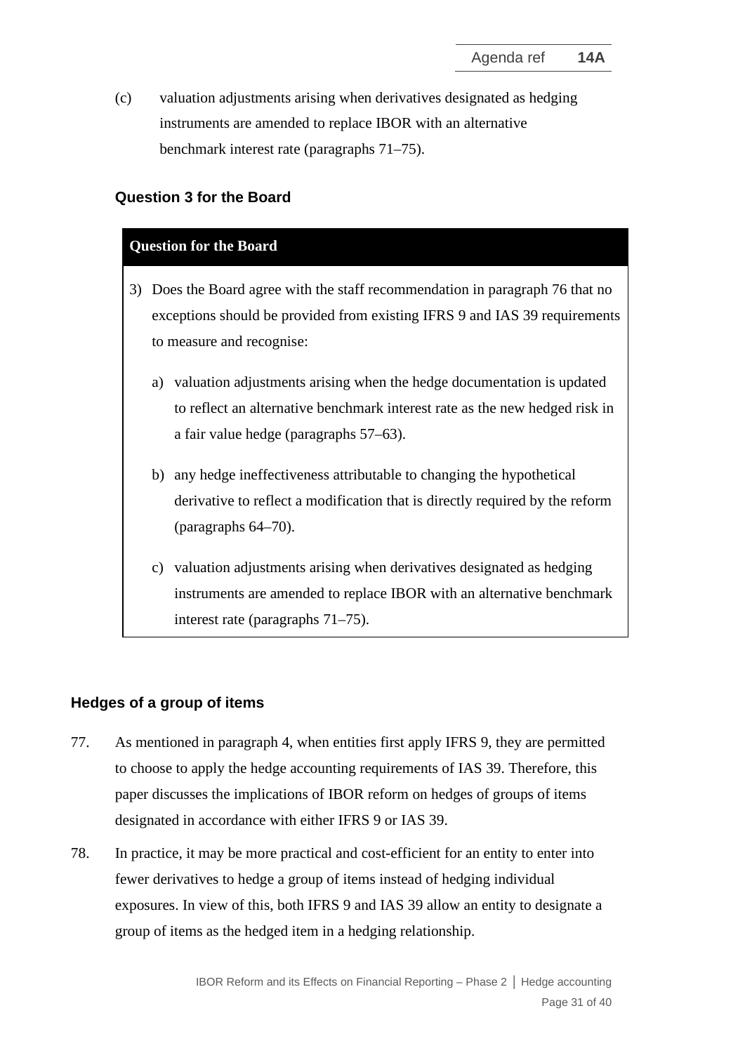(c) valuation adjustments arising when derivatives designated as hedging instruments are amended to replace IBOR with an alternative benchmark interest rate (paragraphs 71–75).

### Question 3 for the Board

**Question for the Board**

3) Does the Board agree with the staff recommendation in paragraph 76 that no exceptions should be provided from existing IFRS 9 and IAS 39 requirements to measure and recognise:

   a) valuation adjustments arising when the hedge documentation is updated to reflect an alternative benchmark interest rate as the new hedged risk in a fair value hedge (paragraphs 57–63).

   b) any hedge ineffectiveness attributable to changing the hypothetical derivative to reflect a modification that is directly required by the reform (paragraphs 64–70).

   c) valuation adjustments arising when derivatives designated as hedging instruments are amended to replace IBOR with an alternative benchmark interest rate (paragraphs 71–75).

## Hedges of a group of items

77. As mentioned in paragraph 4, when entities first apply IFRS 9, they are permitted to choose to apply the hedge accounting requirements of IAS 39. Therefore, this paper discusses the implications of IBOR reform on hedges of groups of items designated in accordance with either IFRS 9 or IAS 39.

78. In practice, it may be more practical and cost-efficient for an entity to enter into fewer derivatives to hedge a group of items instead of hedging individual exposures. In view of this, both IFRS 9 and IAS 39 allow an entity to designate a group of items as the hedged item in a hedging relationship.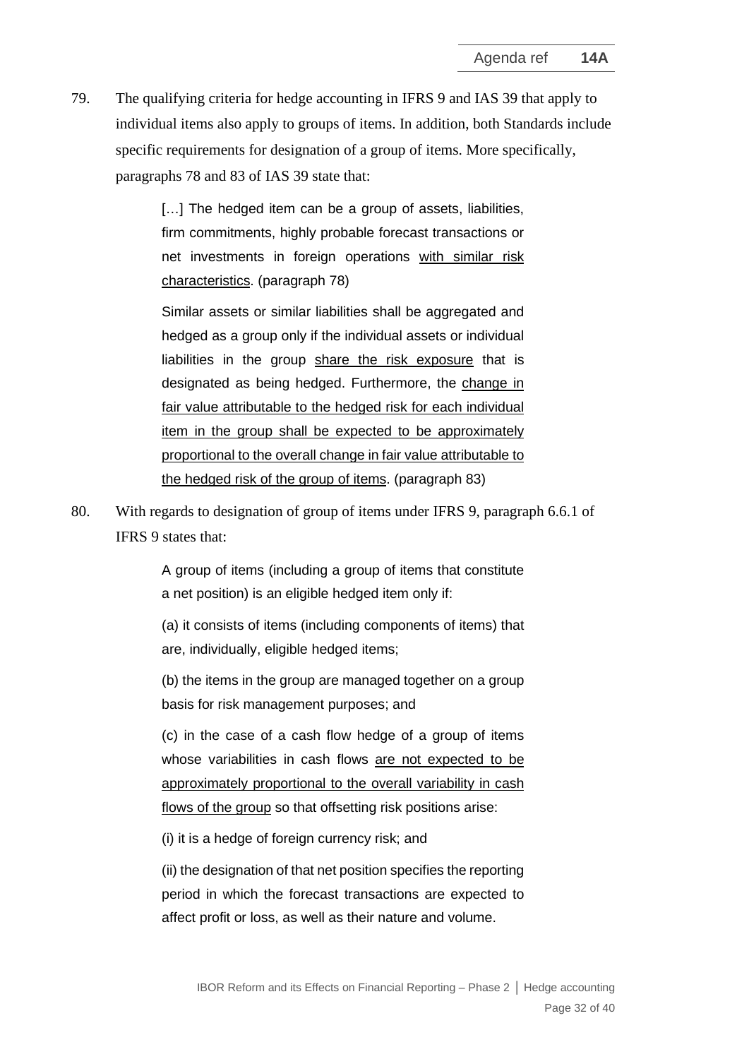79. The qualifying criteria for hedge accounting in IFRS 9 and IAS 39 that apply to individual items also apply to groups of items. In addition, both Standards include specific requirements for designation of a group of items. More specifically, paragraphs 78 and 83 of IAS 39 state that:

> […] The hedged item can be a group of assets, liabilities, firm commitments, highly probable forecast transactions or net investments in foreign operations <u>with similar risk characteristics</u>. (paragraph 78)
>
> Similar assets or similar liabilities shall be aggregated and hedged as a group only if the individual assets or individual liabilities in the group <u>share the risk exposure</u> that is designated as being hedged. Furthermore, the <u>change in fair value attributable to the hedged risk for each individual item in the group shall be expected to be approximately proportional to the overall change in fair value attributable to the hedged risk of the group of items</u>. (paragraph 83)

80. With regards to designation of group of items under IFRS 9, paragraph 6.6.1 of IFRS 9 states that:

> A group of items (including a group of items that constitute a net position) is an eligible hedged item only if:
>
> (a) it consists of items (including components of items) that are, individually, eligible hedged items;
>
> (b) the items in the group are managed together on a group basis for risk management purposes; and
>
> (c) in the case of a cash flow hedge of a group of items whose variabilities in cash flows <u>are not expected to be approximately proportional to the overall variability in cash flows of the group</u> so that offsetting risk positions arise:
>
> (i) it is a hedge of foreign currency risk; and
>
> (ii) the designation of that net position specifies the reporting period in which the forecast transactions are expected to affect profit or loss, as well as their nature and volume.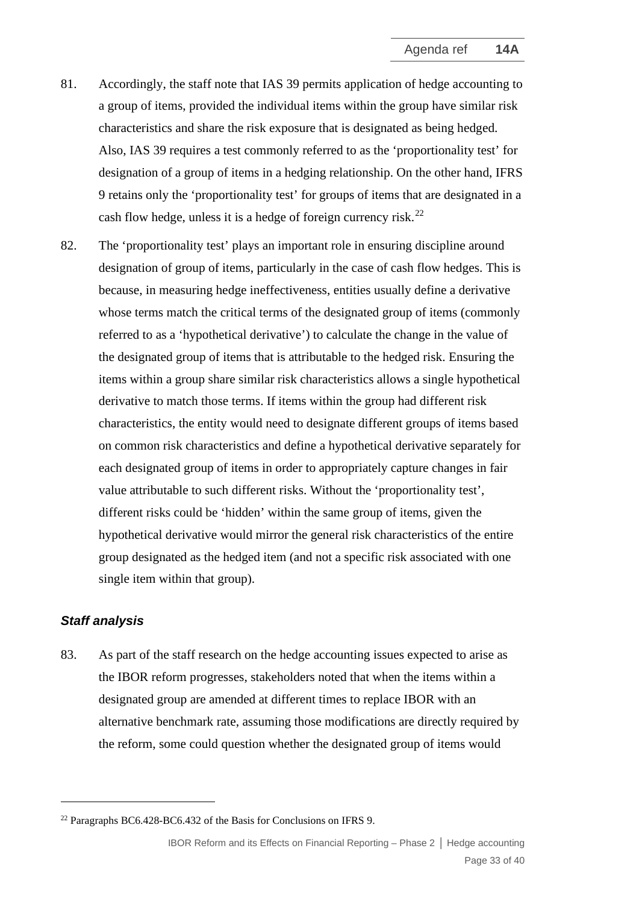81. Accordingly, the staff note that IAS 39 permits application of hedge accounting to a group of items, provided the individual items within the group have similar risk characteristics and share the risk exposure that is designated as being hedged. Also, IAS 39 requires a test commonly referred to as the 'proportionality test' for designation of a group of items in a hedging relationship. On the other hand, IFRS 9 retains only the 'proportionality test' for groups of items that are designated in a cash flow hedge, unless it is a hedge of foreign currency risk.[22]

82. The 'proportionality test' plays an important role in ensuring discipline around designation of group of items, particularly in the case of cash flow hedges. This is because, in measuring hedge ineffectiveness, entities usually define a derivative whose terms match the critical terms of the designated group of items (commonly referred to as a 'hypothetical derivative') to calculate the change in the value of the designated group of items that is attributable to the hedged risk. Ensuring the items within a group share similar risk characteristics allows a single hypothetical derivative to match those terms. If items within the group had different risk characteristics, the entity would need to designate different groups of items based on common risk characteristics and define a hypothetical derivative separately for each designated group of items in order to appropriately capture changes in fair value attributable to such different risks. Without the 'proportionality test', different risks could be 'hidden' within the same group of items, given the hypothetical derivative would mirror the general risk characteristics of the entire group designated as the hedged item (and not a specific risk associated with one single item within that group).

### *Staff analysis*

83. As part of the staff research on the hedge accounting issues expected to arise as the IBOR reform progresses, stakeholders noted that when the items within a designated group are amended at different times to replace IBOR with an alternative benchmark rate, assuming those modifications are directly required by the reform, some could question whether the designated group of items would

---

[22] Paragraphs BC6.428-BC6.432 of the Basis for Conclusions on IFRS 9.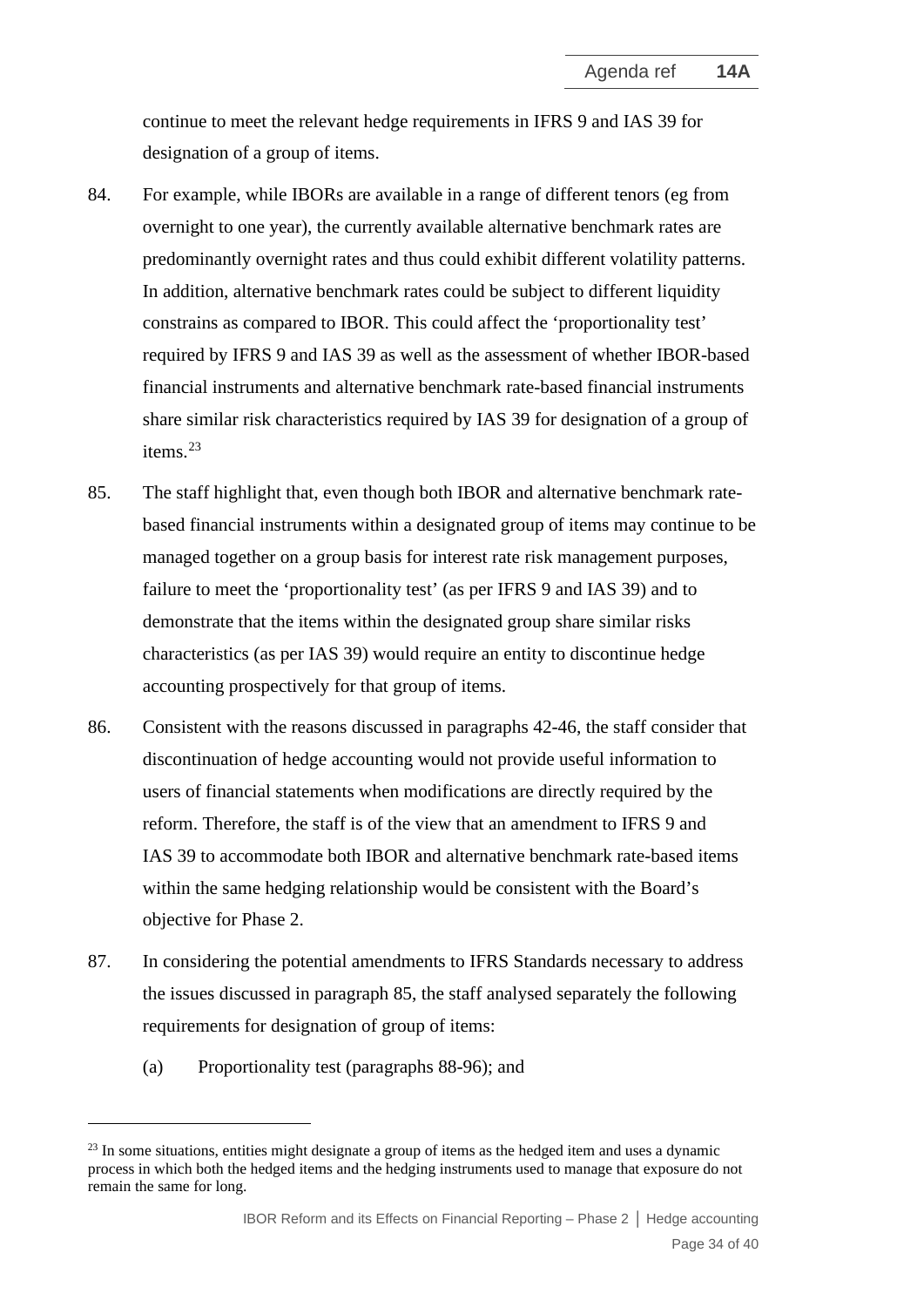continue to meet the relevant hedge requirements in IFRS 9 and IAS 39 for designation of a group of items.

84. For example, while IBORs are available in a range of different tenors (eg from overnight to one year), the currently available alternative benchmark rates are predominantly overnight rates and thus could exhibit different volatility patterns. In addition, alternative benchmark rates could be subject to different liquidity constrains as compared to IBOR. This could affect the 'proportionality test' required by IFRS 9 and IAS 39 as well as the assessment of whether IBOR-based financial instruments and alternative benchmark rate-based financial instruments share similar risk characteristics required by IAS 39 for designation of a group of items.[23]

85. The staff highlight that, even though both IBOR and alternative benchmark rate-based financial instruments within a designated group of items may continue to be managed together on a group basis for interest rate risk management purposes, failure to meet the 'proportionality test' (as per IFRS 9 and IAS 39) and to demonstrate that the items within the designated group share similar risks characteristics (as per IAS 39) would require an entity to discontinue hedge accounting prospectively for that group of items.

86. Consistent with the reasons discussed in paragraphs 42-46, the staff consider that discontinuation of hedge accounting would not provide useful information to users of financial statements when modifications are directly required by the reform. Therefore, the staff is of the view that an amendment to IFRS 9 and IAS 39 to accommodate both IBOR and alternative benchmark rate-based items within the same hedging relationship would be consistent with the Board's objective for Phase 2.

87. In considering the potential amendments to IFRS Standards necessary to address the issues discussed in paragraph 85, the staff analysed separately the following requirements for designation of group of items:

    (a) Proportionality test (paragraphs 88-96); and

---

[23] In some situations, entities might designate a group of items as the hedged item and uses a dynamic process in which both the hedged items and the hedging instruments used to manage that exposure do not remain the same for long.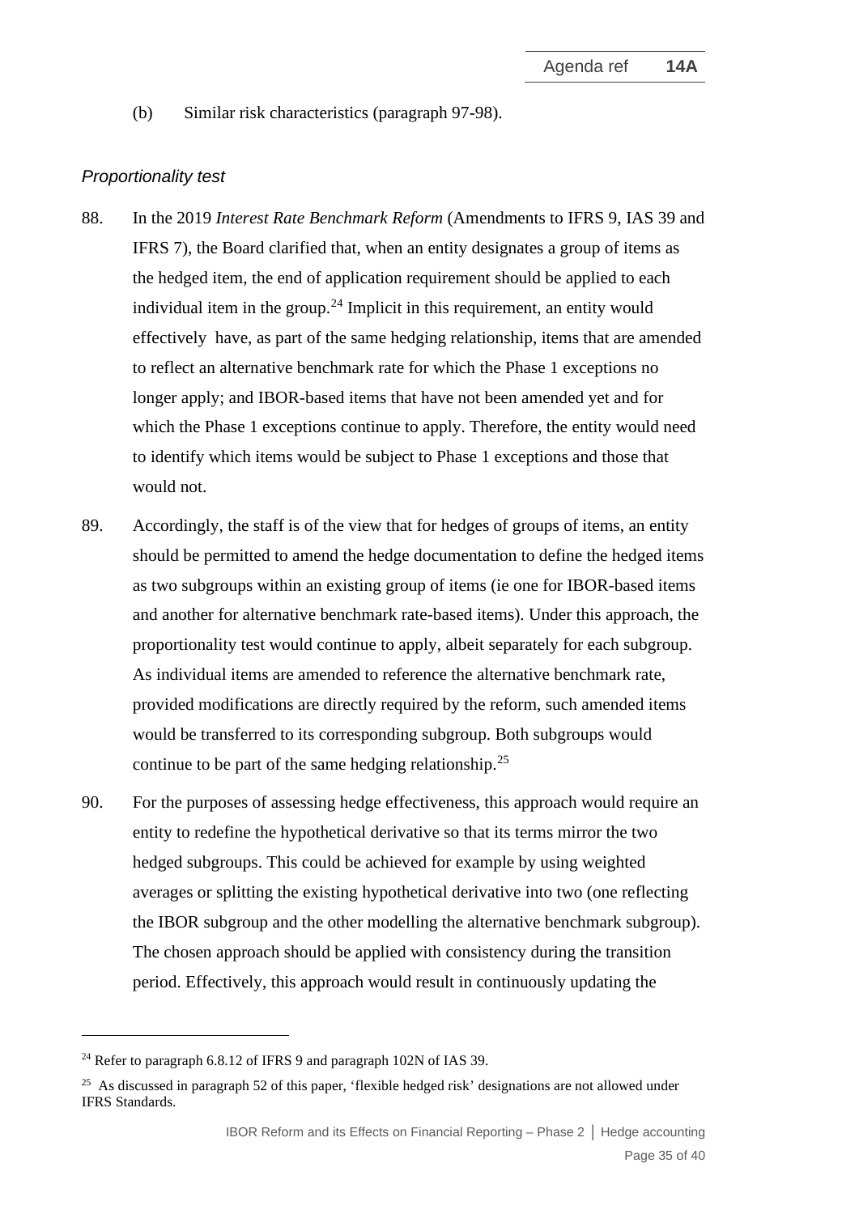(b) Similar risk characteristics (paragraph 97-98).

*Proportionality test*

88. In the 2019 *Interest Rate Benchmark Reform* (Amendments to IFRS 9, IAS 39 and IFRS 7), the Board clarified that, when an entity designates a group of items as the hedged item, the end of application requirement should be applied to each individual item in the group.[24] Implicit in this requirement, an entity would effectively have, as part of the same hedging relationship, items that are amended to reflect an alternative benchmark rate for which the Phase 1 exceptions no longer apply; and IBOR-based items that have not been amended yet and for which the Phase 1 exceptions continue to apply. Therefore, the entity would need to identify which items would be subject to Phase 1 exceptions and those that would not.

89. Accordingly, the staff is of the view that for hedges of groups of items, an entity should be permitted to amend the hedge documentation to define the hedged items as two subgroups within an existing group of items (ie one for IBOR-based items and another for alternative benchmark rate-based items). Under this approach, the proportionality test would continue to apply, albeit separately for each subgroup. As individual items are amended to reference the alternative benchmark rate, provided modifications are directly required by the reform, such amended items would be transferred to its corresponding subgroup. Both subgroups would continue to be part of the same hedging relationship.[25]

90. For the purposes of assessing hedge effectiveness, this approach would require an entity to redefine the hypothetical derivative so that its terms mirror the two hedged subgroups. This could be achieved for example by using weighted averages or splitting the existing hypothetical derivative into two (one reflecting the IBOR subgroup and the other modelling the alternative benchmark subgroup). The chosen approach should be applied with consistency during the transition period. Effectively, this approach would result in continuously updating the

---

[24] Refer to paragraph 6.8.12 of IFRS 9 and paragraph 102N of IAS 39.

[25] As discussed in paragraph 52 of this paper, 'flexible hedged risk' designations are not allowed under IFRS Standards.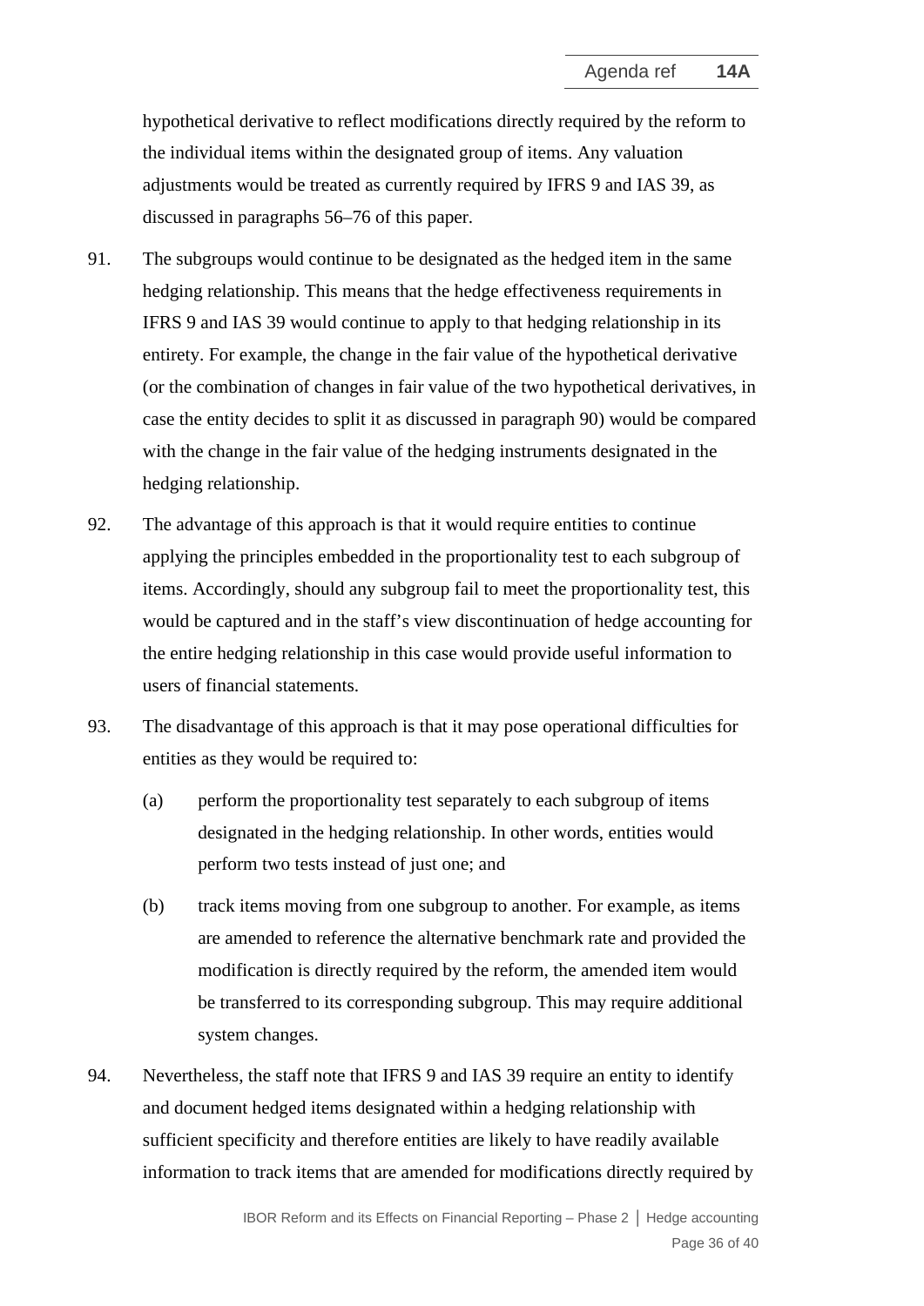hypothetical derivative to reflect modifications directly required by the reform to the individual items within the designated group of items. Any valuation adjustments would be treated as currently required by IFRS 9 and IAS 39, as discussed in paragraphs 56–76 of this paper.

91. The subgroups would continue to be designated as the hedged item in the same hedging relationship. This means that the hedge effectiveness requirements in IFRS 9 and IAS 39 would continue to apply to that hedging relationship in its entirety. For example, the change in the fair value of the hypothetical derivative (or the combination of changes in fair value of the two hypothetical derivatives, in case the entity decides to split it as discussed in paragraph 90) would be compared with the change in the fair value of the hedging instruments designated in the hedging relationship.

92. The advantage of this approach is that it would require entities to continue applying the principles embedded in the proportionality test to each subgroup of items. Accordingly, should any subgroup fail to meet the proportionality test, this would be captured and in the staff's view discontinuation of hedge accounting for the entire hedging relationship in this case would provide useful information to users of financial statements.

93. The disadvantage of this approach is that it may pose operational difficulties for entities as they would be required to:

   (a) perform the proportionality test separately to each subgroup of items designated in the hedging relationship. In other words, entities would perform two tests instead of just one; and

   (b) track items moving from one subgroup to another. For example, as items are amended to reference the alternative benchmark rate and provided the modification is directly required by the reform, the amended item would be transferred to its corresponding subgroup. This may require additional system changes.

94. Nevertheless, the staff note that IFRS 9 and IAS 39 require an entity to identify and document hedged items designated within a hedging relationship with sufficient specificity and therefore entities are likely to have readily available information to track items that are amended for modifications directly required by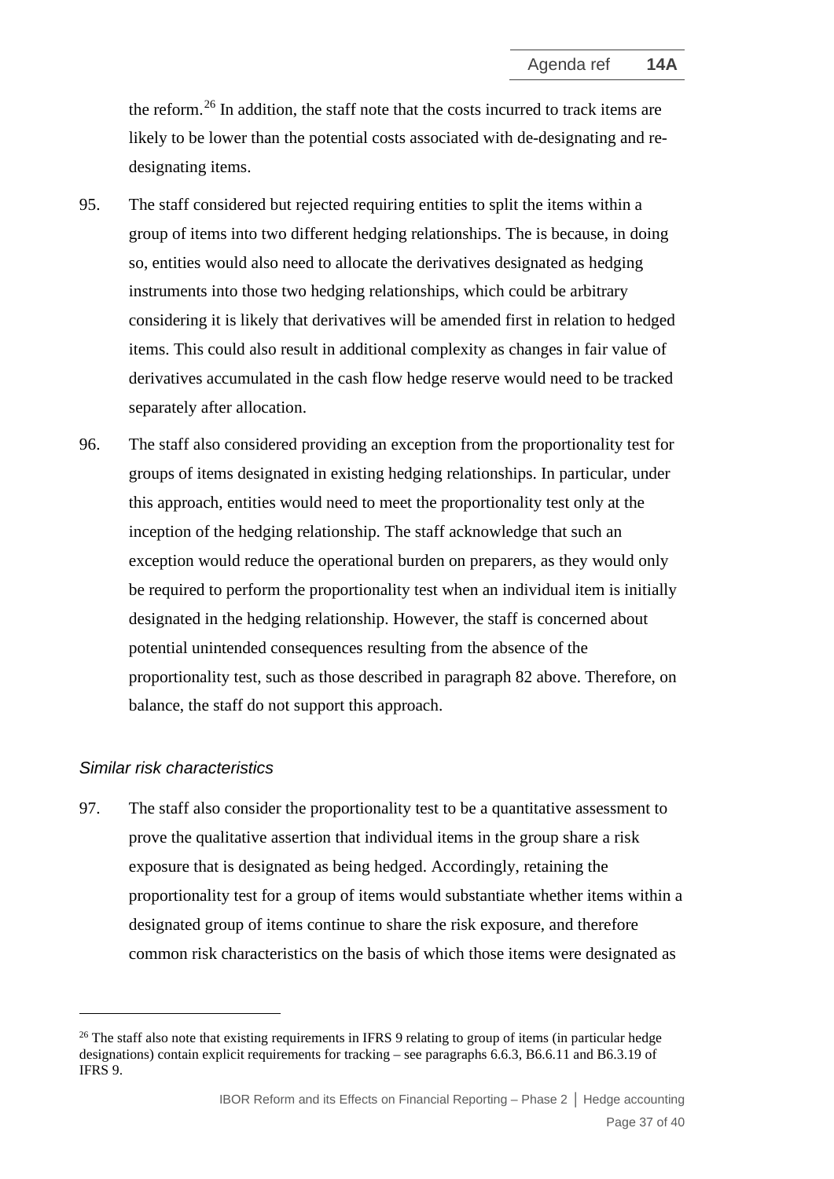the reform.[26] In addition, the staff note that the costs incurred to track items are likely to be lower than the potential costs associated with de-designating and re-designating items.

95. The staff considered but rejected requiring entities to split the items within a group of items into two different hedging relationships. The is because, in doing so, entities would also need to allocate the derivatives designated as hedging instruments into those two hedging relationships, which could be arbitrary considering it is likely that derivatives will be amended first in relation to hedged items. This could also result in additional complexity as changes in fair value of derivatives accumulated in the cash flow hedge reserve would need to be tracked separately after allocation.

96. The staff also considered providing an exception from the proportionality test for groups of items designated in existing hedging relationships. In particular, under this approach, entities would need to meet the proportionality test only at the inception of the hedging relationship. The staff acknowledge that such an exception would reduce the operational burden on preparers, as they would only be required to perform the proportionality test when an individual item is initially designated in the hedging relationship. However, the staff is concerned about potential unintended consequences resulting from the absence of the proportionality test, such as those described in paragraph 82 above. Therefore, on balance, the staff do not support this approach.

*Similar risk characteristics*

97. The staff also consider the proportionality test to be a quantitative assessment to prove the qualitative assertion that individual items in the group share a risk exposure that is designated as being hedged. Accordingly, retaining the proportionality test for a group of items would substantiate whether items within a designated group of items continue to share the risk exposure, and therefore common risk characteristics on the basis of which those items were designated as

---

[26] The staff also note that existing requirements in IFRS 9 relating to group of items (in particular hedge designations) contain explicit requirements for tracking – see paragraphs 6.6.3, B6.6.11 and B6.3.19 of IFRS 9.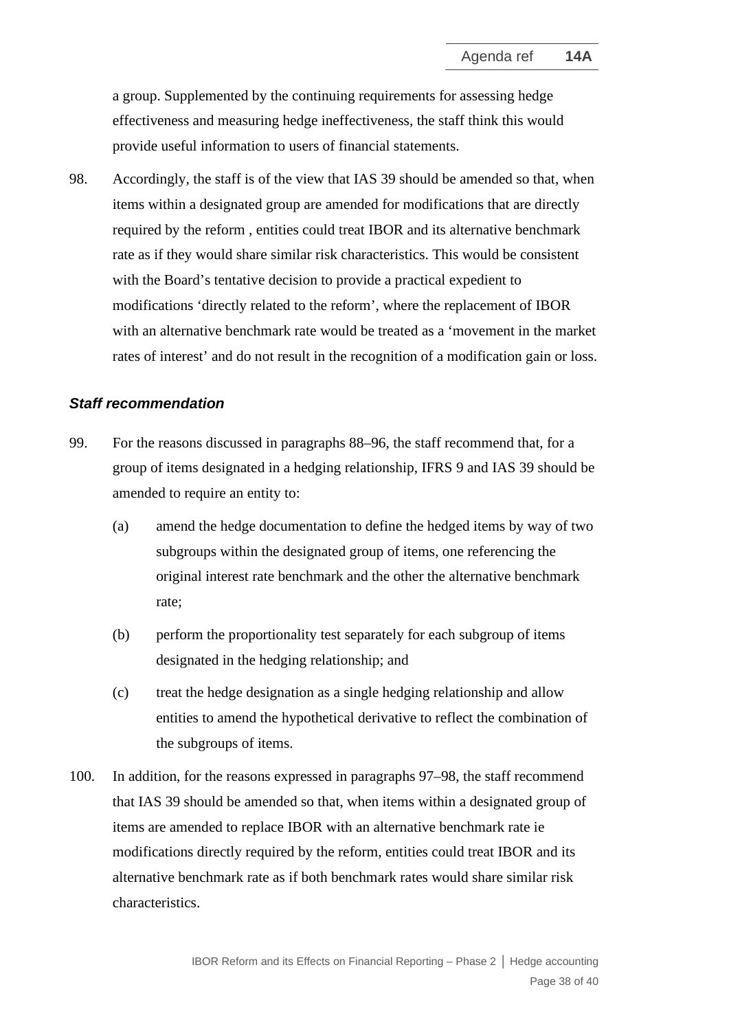a group. Supplemented by the continuing requirements for assessing hedge effectiveness and measuring hedge ineffectiveness, the staff think this would provide useful information to users of financial statements.

98. Accordingly, the staff is of the view that IAS 39 should be amended so that, when items within a designated group are amended for modifications that are directly required by the reform , entities could treat IBOR and its alternative benchmark rate as if they would share similar risk characteristics. This would be consistent with the Board's tentative decision to provide a practical expedient to modifications 'directly related to the reform', where the replacement of IBOR with an alternative benchmark rate would be treated as a 'movement in the market rates of interest' and do not result in the recognition of a modification gain or loss.

### *Staff recommendation*

99. For the reasons discussed in paragraphs 88–96, the staff recommend that, for a group of items designated in a hedging relationship, IFRS 9 and IAS 39 should be amended to require an entity to:

    (a) amend the hedge documentation to define the hedged items by way of two subgroups within the designated group of items, one referencing the original interest rate benchmark and the other the alternative benchmark rate;

    (b) perform the proportionality test separately for each subgroup of items designated in the hedging relationship; and

    (c) treat the hedge designation as a single hedging relationship and allow entities to amend the hypothetical derivative to reflect the combination of the subgroups of items.

100. In addition, for the reasons expressed in paragraphs 97–98, the staff recommend that IAS 39 should be amended so that, when items within a designated group of items are amended to replace IBOR with an alternative benchmark rate ie modifications directly required by the reform, entities could treat IBOR and its alternative benchmark rate as if both benchmark rates would share similar risk characteristics.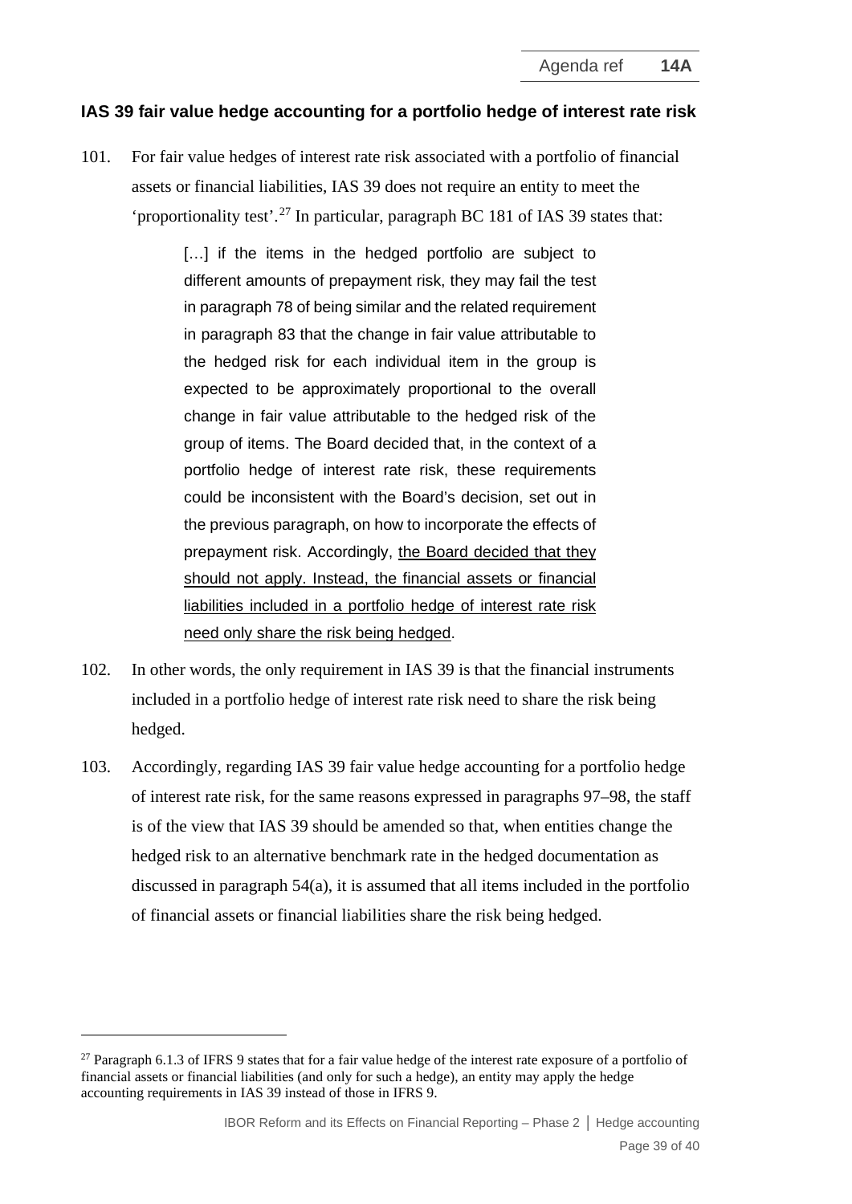### IAS 39 fair value hedge accounting for a portfolio hedge of interest rate risk

101. For fair value hedges of interest rate risk associated with a portfolio of financial assets or financial liabilities, IAS 39 does not require an entity to meet the 'proportionality test'.[27] In particular, paragraph BC 181 of IAS 39 states that:

> […] if the items in the hedged portfolio are subject to different amounts of prepayment risk, they may fail the test in paragraph 78 of being similar and the related requirement in paragraph 83 that the change in fair value attributable to the hedged risk for each individual item in the group is expected to be approximately proportional to the overall change in fair value attributable to the hedged risk of the group of items. The Board decided that, in the context of a portfolio hedge of interest rate risk, these requirements could be inconsistent with the Board's decision, set out in the previous paragraph, on how to incorporate the effects of prepayment risk. Accordingly, <u>the Board decided that they should not apply. Instead, the financial assets or financial liabilities included in a portfolio hedge of interest rate risk need only share the risk being hedged</u>.

102. In other words, the only requirement in IAS 39 is that the financial instruments included in a portfolio hedge of interest rate risk need to share the risk being hedged.

103. Accordingly, regarding IAS 39 fair value hedge accounting for a portfolio hedge of interest rate risk, for the same reasons expressed in paragraphs 97–98, the staff is of the view that IAS 39 should be amended so that, when entities change the hedged risk to an alternative benchmark rate in the hedged documentation as discussed in paragraph 54(a), it is assumed that all items included in the portfolio of financial assets or financial liabilities share the risk being hedged.

---

[27] Paragraph 6.1.3 of IFRS 9 states that for a fair value hedge of the interest rate exposure of a portfolio of financial assets or financial liabilities (and only for such a hedge), an entity may apply the hedge accounting requirements in IAS 39 instead of those in IFRS 9.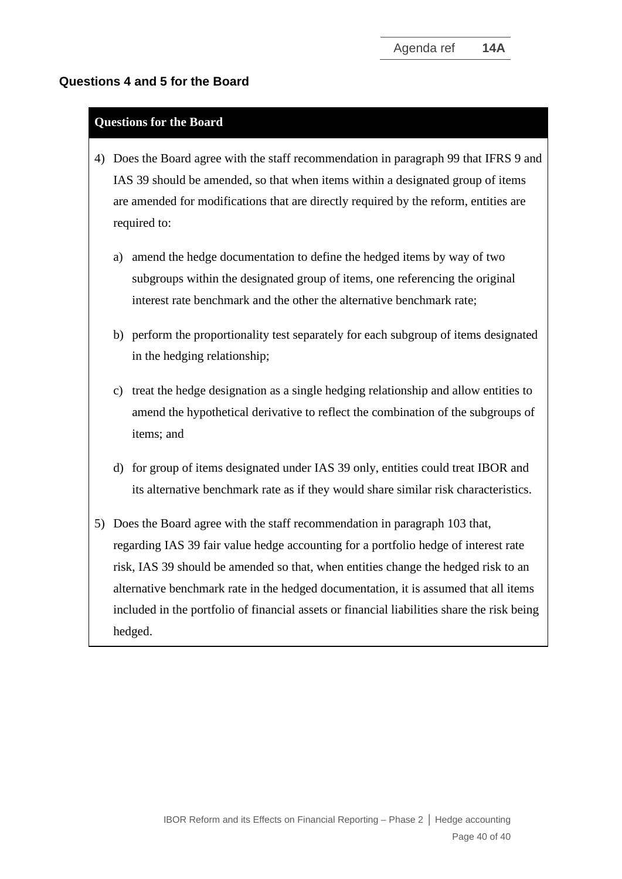## Questions 4 and 5 for the Board

**Questions for the Board**

4) Does the Board agree with the staff recommendation in paragraph 99 that IFRS 9 and IAS 39 should be amended, so that when items within a designated group of items are amended for modifications that are directly required by the reform, entities are required to:

   a) amend the hedge documentation to define the hedged items by way of two subgroups within the designated group of items, one referencing the original interest rate benchmark and the other the alternative benchmark rate;

   b) perform the proportionality test separately for each subgroup of items designated in the hedging relationship;

   c) treat the hedge designation as a single hedging relationship and allow entities to amend the hypothetical derivative to reflect the combination of the subgroups of items; and

   d) for group of items designated under IAS 39 only, entities could treat IBOR and its alternative benchmark rate as if they would share similar risk characteristics.

5) Does the Board agree with the staff recommendation in paragraph 103 that, regarding IAS 39 fair value hedge accounting for a portfolio hedge of interest rate risk, IAS 39 should be amended so that, when entities change the hedged risk to an alternative benchmark rate in the hedged documentation, it is assumed that all items included in the portfolio of financial assets or financial liabilities share the risk being hedged.